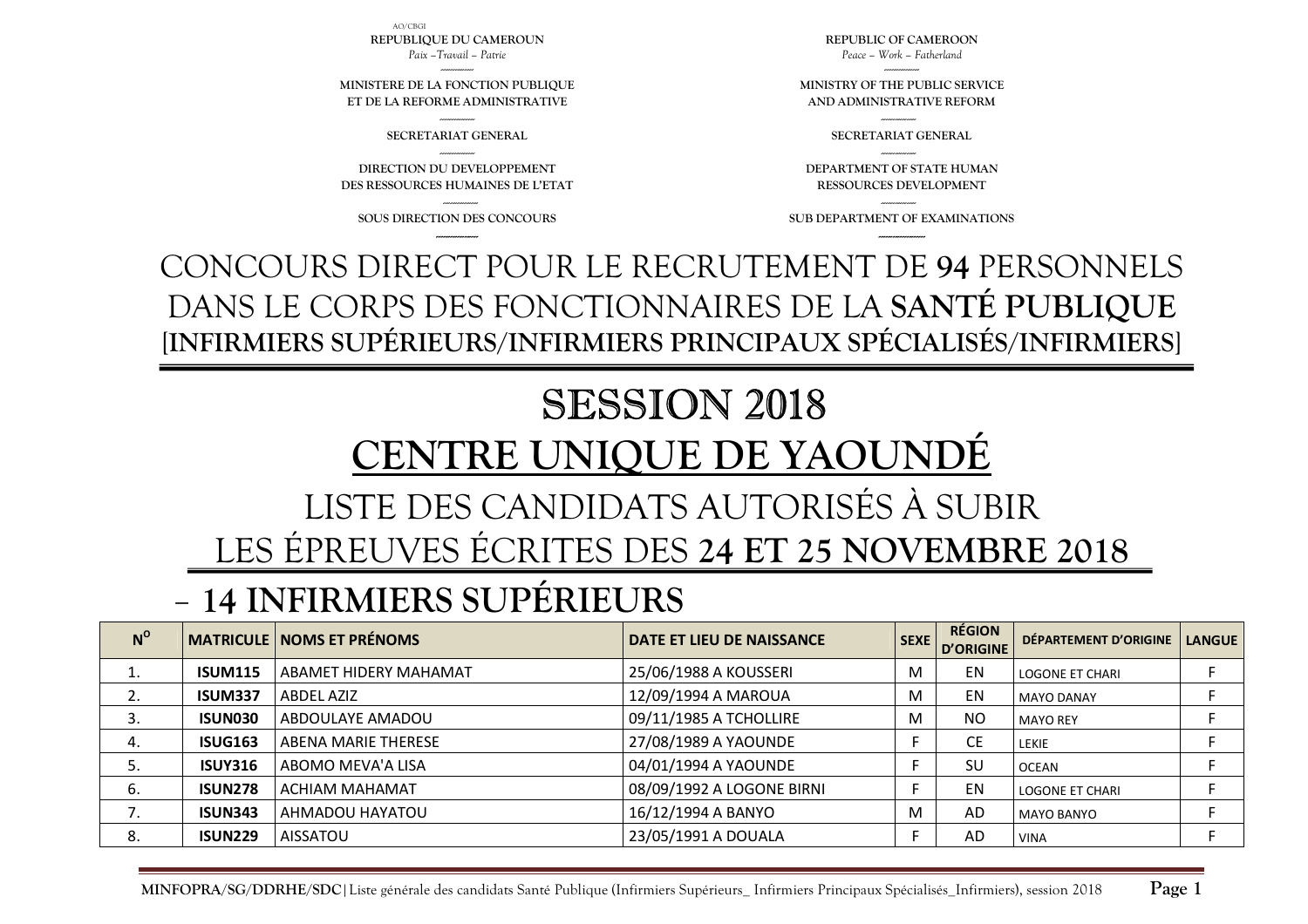AC/CBGI

| REPUBLIQUE DU CAMEROUN | REPUBLIC OF CAMEROON |
|---|---|
| *Paix –Travail – Patrie* | *Peace – Work – Fatherland* |
| MINISTERE DE LA FONCTION PUBLIQUE ET DE LA REFORME ADMINISTRATIVE | MINISTRY OF THE PUBLIC SERVICE AND ADMINISTRATIVE REFORM |
| SECRETARIAT GENERAL | SECRETARIAT GENERAL |
| DIRECTION DU DEVELOPPEMENT DES RESSOURCES HUMAINES DE L'ETAT | DEPARTMENT OF STATE HUMAN RESSOURCES DEVELOPMENT |
| SOUS DIRECTION DES CONCOURS | SUB DEPARTMENT OF EXAMINATIONS |

# CONCOURS DIRECT POUR LE RECRUTEMENT DE **94** PERSONNELS DANS LE CORPS DES FONCTIONNAIRES DE LA **SANTÉ PUBLIQUE** [**INFIRMIERS SUPÉRIEURS/INFIRMIERS PRINCIPAUX SPÉCIALISÉS/INFIRMIERS**]

# SESSION 2018

# CENTRE UNIQUE DE YAOUNDÉ

## LISTE DES CANDIDATS AUTORISÉS À SUBIR LES ÉPREUVES ÉCRITES DES **24 ET 25 NOVEMBRE 2018**

## – 14 INFIRMIERS SUPÉRIEURS

| N° | MATRICULE | NOMS ET PRÉNOMS | DATE ET LIEU DE NAISSANCE | SEXE | RÉGION D'ORIGINE | DÉPARTEMENT D'ORIGINE | LANGUE |
|---|---|---|---|---|---|---|---|
| 1. | **ISUM115** | ABAMET HIDERY MAHAMAT | 25/06/1988 A KOUSSERI | M | EN | LOGONE ET CHARI | F |
| 2. | **ISUM337** | ABDEL AZIZ | 12/09/1994 A MAROUA | M | EN | MAYO DANAY | F |
| 3. | **ISUN030** | ABDOULAYE AMADOU | 09/11/1985 A TCHOLLIRE | M | NO | MAYO REY | F |
| 4. | **ISUG163** | ABENA MARIE THERESE | 27/08/1989 A YAOUNDE | F | CE | LEKIE | F |
| 5. | **ISUY316** | ABOMO MEVA'A LISA | 04/01/1994 A YAOUNDE | F | SU | OCEAN | F |
| 6. | **ISUN278** | ACHIAM MAHAMAT | 08/09/1992 A LOGONE BIRNI | F | EN | LOGONE ET CHARI | F |
| 7. | **ISUN343** | AHMADOU HAYATOU | 16/12/1994 A BANYO | M | AD | MAYO BANYO | F |
| 8. | **ISUN229** | AISSATOU | 23/05/1991 A DOUALA | F | AD | VINA | F |

**MINFOPRA/SG/DDRHE/SDC**| Liste générale des candidats Santé Publique (Infirmiers Supérieurs_ Infirmiers Principaux Spécialisés_Infirmiers), session 2018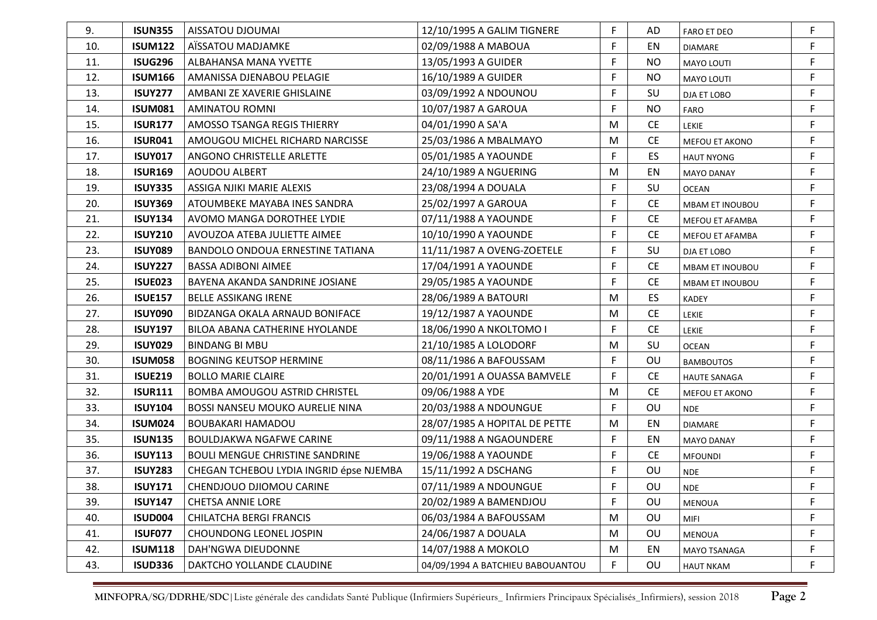| | | | | | | | |
|---|---|---|---|---|---|---|---|
| 9. | **ISUN355** | AISSATOU DJOUMAI | 12/10/1995 A GALIM TIGNERE | F | AD | FARO ET DEO | F |
| 10. | **ISUM122** | AÏSSATOU MADJAMKE | 02/09/1988 A MABOUA | F | EN | DIAMARE | F |
| 11. | **ISUG296** | ALBAHANSA MANA YVETTE | 13/05/1993 A GUIDER | F | NO | MAYO LOUTI | F |
| 12. | **ISUM166** | AMANISSA DJENABOU PELAGIE | 16/10/1989 A GUIDER | F | NO | MAYO LOUTI | F |
| 13. | **ISUY277** | AMBANI ZE XAVERIE GHISLAINE | 03/09/1992 A NDOUNOU | F | SU | DJA ET LOBO | F |
| 14. | **ISUM081** | AMINATOU ROMNI | 10/07/1987 A GAROUA | F | NO | FARO | F |
| 15. | **ISUR177** | AMOSSO TSANGA REGIS THIERRY | 04/01/1990 A SA'A | M | CE | LEKIE | F |
| 16. | **ISUR041** | AMOUGOU MICHEL RICHARD NARCISSE | 25/03/1986 A MBALMAYO | M | CE | MEFOU ET AKONO | F |
| 17. | **ISUY017** | ANGONO CHRISTELLE ARLETTE | 05/01/1985 A YAOUNDE | F | ES | HAUT NYONG | F |
| 18. | **ISUR169** | AOUDOU ALBERT | 24/10/1989 A NGUERING | M | EN | MAYO DANAY | F |
| 19. | **ISUY335** | ASSIGA NJIKI MARIE ALEXIS | 23/08/1994 A DOUALA | F | SU | OCEAN | F |
| 20. | **ISUY369** | ATOUMBEKE MAYABA INES SANDRA | 25/02/1997 A GAROUA | F | CE | MBAM ET INOUBOU | F |
| 21. | **ISUY134** | AVOMO MANGA DOROTHEE LYDIE | 07/11/1988 A YAOUNDE | F | CE | MEFOU ET AFAMBA | F |
| 22. | **ISUY210** | AVOUZOA ATEBA JULIETTE AIMEE | 10/10/1990 A YAOUNDE | F | CE | MEFOU ET AFAMBA | F |
| 23. | **ISUY089** | BANDOLO ONDOUA ERNESTINE TATIANA | 11/11/1987 A OVENG-ZOETELE | F | SU | DJA ET LOBO | F |
| 24. | **ISUY227** | BASSA ADIBONI AIMEE | 17/04/1991 A YAOUNDE | F | CE | MBAM ET INOUBOU | F |
| 25. | **ISUE023** | BAYENA AKANDA SANDRINE JOSIANE | 29/05/1985 A YAOUNDE | F | CE | MBAM ET INOUBOU | F |
| 26. | **ISUE157** | BELLE ASSIKANG IRENE | 28/06/1989 A BATOURI | M | ES | KADEY | F |
| 27. | **ISUY090** | BIDZANGA OKALA ARNAUD BONIFACE | 19/12/1987 A YAOUNDE | M | CE | LEKIE | F |
| 28. | **ISUY197** | BILOA ABANA CATHERINE HYOLANDE | 18/06/1990 A NKOLTOMO I | F | CE | LEKIE | F |
| 29. | **ISUY029** | BINDANG BI MBU | 21/10/1985 A LOLODORF | M | SU | OCEAN | F |
| 30. | **ISUM058** | BOGNING KEUTSOP HERMINE | 08/11/1986 A BAFOUSSAM | F | OU | BAMBOUTOS | F |
| 31. | **ISUE219** | BOLLO MARIE CLAIRE | 20/01/1991 A OUASSA BAMVELE | F | CE | HAUTE SANAGA | F |
| 32. | **ISUR111** | BOMBA AMOUGOU ASTRID CHRISTEL | 09/06/1988 A YDE | M | CE | MEFOU ET AKONO | F |
| 33. | **ISUY104** | BOSSI NANSEU MOUKO AURELIE NINA | 20/03/1988 A NDOUNGUE | F | OU | NDE | F |
| 34. | **ISUM024** | BOUBAKARI HAMADOU | 28/07/1985 A HOPITAL DE PETTE | M | EN | DIAMARE | F |
| 35. | **ISUN135** | BOULDJAKWA NGAFWE CARINE | 09/11/1988 A NGAOUNDERE | F | EN | MAYO DANAY | F |
| 36. | **ISUY113** | BOULI MENGUE CHRISTINE SANDRINE | 19/06/1988 A YAOUNDE | F | CE | MFOUNDI | F |
| 37. | **ISUY283** | CHEGAN TCHEBOU LYDIA INGRID épse NJEMBA | 15/11/1992 A DSCHANG | F | OU | NDE | F |
| 38. | **ISUY171** | CHENDJOUO DJIOMOU CARINE | 07/11/1989 A NDOUNGUE | F | OU | NDE | F |
| 39. | **ISUY147** | CHETSA ANNIE LORE | 20/02/1989 A BAMENDJOU | F | OU | MENOUA | F |
| 40. | **ISUD004** | CHILATCHA BERGI FRANCIS | 06/03/1984 A BAFOUSSAM | M | OU | MIFI | F |
| 41. | **ISUF077** | CHOUNDONG LEONEL JOSPIN | 24/06/1987 A DOUALA | M | OU | MENOUA | F |
| 42. | **ISUM118** | DAH'NGWA DIEUDONNE | 14/07/1988 A MOKOLO | M | EN | MAYO TSANAGA | F |
| 43. | **ISUD336** | DAKTCHO YOLLANDE CLAUDINE | 04/09/1994 A BATCHIEU BABOUANTOU | F | OU | HAUT NKAM | F |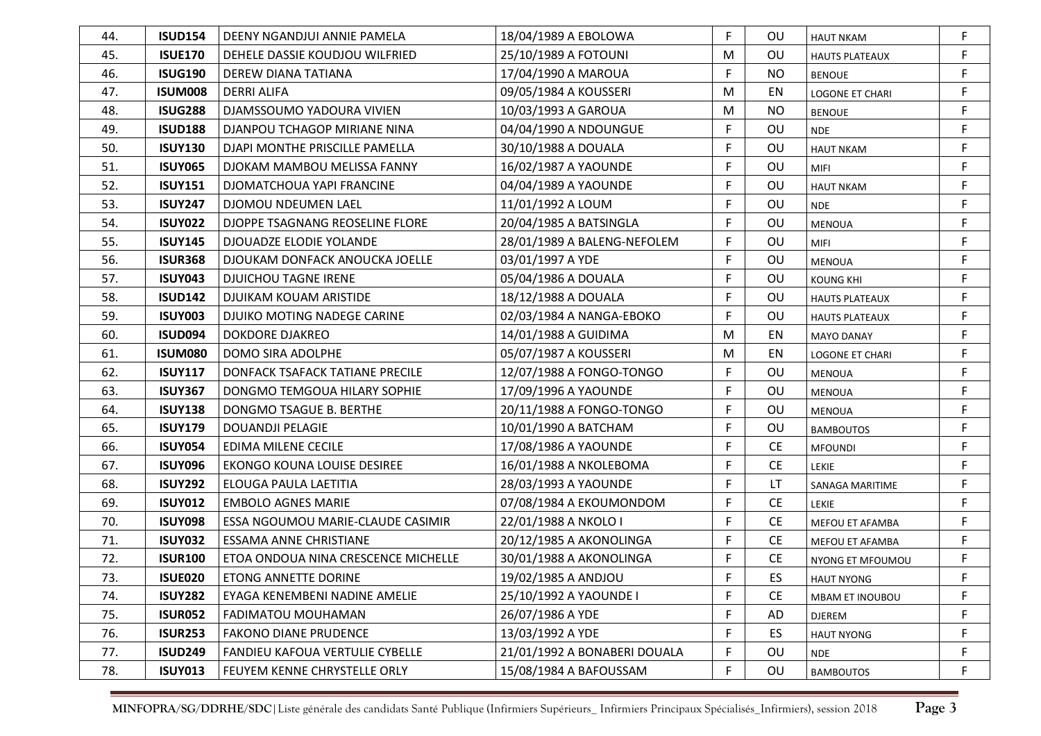| | | | | | | | |
|---|---|---|---|---|---|---|---|
| 44. | **ISUD154** | DEENY NGANDJUI ANNIE PAMELA | 18/04/1989 A EBOLOWA | F | OU | HAUT NKAM | F |
| 45. | **ISUE170** | DEHELE DASSIE KOUDJOU WILFRIED | 25/10/1989 A FOTOUNI | M | OU | HAUTS PLATEAUX | F |
| 46. | **ISUG190** | DEREW DIANA TATIANA | 17/04/1990 A MAROUA | F | NO | BENOUE | F |
| 47. | **ISUM008** | DERRI ALIFA | 09/05/1984 A KOUSSERI | M | EN | LOGONE ET CHARI | F |
| 48. | **ISUG288** | DJAMSSOUMO YADOURA VIVIEN | 10/03/1993 A GAROUA | M | NO | BENOUE | F |
| 49. | **ISUD188** | DJANPOU TCHAGOP MIRIANE NINA | 04/04/1990 A NDOUNGUE | F | OU | NDE | F |
| 50. | **ISUY130** | DJAPI MONTHE PRISCILLE PAMELLA | 30/10/1988 A DOUALA | F | OU | HAUT NKAM | F |
| 51. | **ISUY065** | DJOKAM MAMBOU MELISSA FANNY | 16/02/1987 A YAOUNDE | F | OU | MIFI | F |
| 52. | **ISUY151** | DJOMATCHOUA YAPI FRANCINE | 04/04/1989 A YAOUNDE | F | OU | HAUT NKAM | F |
| 53. | **ISUY247** | DJOMOU NDEUMEN LAEL | 11/01/1992 A LOUM | F | OU | NDE | F |
| 54. | **ISUY022** | DJOPPE TSAGNANG REOSELINE FLORE | 20/04/1985 A BATSINGLA | F | OU | MENOUA | F |
| 55. | **ISUY145** | DJOUADZE ELODIE YOLANDE | 28/01/1989 A BALENG-NEFOLEM | F | OU | MIFI | F |
| 56. | **ISUR368** | DJOUKAM DONFACK ANOUCKA JOELLE | 03/01/1997 A YDE | F | OU | MENOUA | F |
| 57. | **ISUY043** | DJUICHOU TAGNE IRENE | 05/04/1986 A DOUALA | F | OU | KOUNG KHI | F |
| 58. | **ISUD142** | DJUIKAM KOUAM ARISTIDE | 18/12/1988 A DOUALA | F | OU | HAUTS PLATEAUX | F |
| 59. | **ISUY003** | DJUIKO MOTING NADEGE CARINE | 02/03/1984 A NANGA-EBOKO | F | OU | HAUTS PLATEAUX | F |
| 60. | **ISUD094** | DOKDORE DJAKREO | 14/01/1988 A GUIDIMA | M | EN | MAYO DANAY | F |
| 61. | **ISUM080** | DOMO SIRA ADOLPHE | 05/07/1987 A KOUSSERI | M | EN | LOGONE ET CHARI | F |
| 62. | **ISUY117** | DONFACK TSAFACK TATIANE PRECILE | 12/07/1988 A FONGO-TONGO | F | OU | MENOUA | F |
| 63. | **ISUY367** | DONGMO TEMGOUA HILARY SOPHIE | 17/09/1996 A YAOUNDE | F | OU | MENOUA | F |
| 64. | **ISUY138** | DONGMO TSAGUE B. BERTHE | 20/11/1988 A FONGO-TONGO | F | OU | MENOUA | F |
| 65. | **ISUY179** | DOUANDJI PELAGIE | 10/01/1990 A BATCHAM | F | OU | BAMBOUTOS | F |
| 66. | **ISUY054** | EDIMA MILENE CECILE | 17/08/1986 A YAOUNDE | F | CE | MFOUNDI | F |
| 67. | **ISUY096** | EKONGO KOUNA LOUISE DESIREE | 16/01/1988 A NKOLEBOMA | F | CE | LEKIE | F |
| 68. | **ISUY292** | ELOUGA PAULA LAETITIA | 28/03/1993 A YAOUNDE | F | LT | SANAGA MARITIME | F |
| 69. | **ISUY012** | EMBOLO AGNES MARIE | 07/08/1984 A EKOUMONDOM | F | CE | LEKIE | F |
| 70. | **ISUY098** | ESSA NGOUMOU MARIE-CLAUDE CASIMIR | 22/01/1988 A NKOLO I | F | CE | MEFOU ET AFAMBA | F |
| 71. | **ISUY032** | ESSAMA ANNE CHRISTIANE | 20/12/1985 A AKONOLINGA | F | CE | MEFOU ET AFAMBA | F |
| 72. | **ISUR100** | ETOA ONDOUA NINA CRESCENCE MICHELLE | 30/01/1988 A AKONOLINGA | F | CE | NYONG ET MFOUMOU | F |
| 73. | **ISUE020** | ETONG ANNETTE DORINE | 19/02/1985 A ANDJOU | F | ES | HAUT NYONG | F |
| 74. | **ISUY282** | EYAGA KENEMBENI NADINE AMELIE | 25/10/1992 A YAOUNDE I | F | CE | MBAM ET INOUBOU | F |
| 75. | **ISUR052** | FADIMATOU MOUHAMAN | 26/07/1986 A YDE | F | AD | DJEREM | F |
| 76. | **ISUR253** | FAKONO DIANE PRUDENCE | 13/03/1992 A YDE | F | ES | HAUT NYONG | F |
| 77. | **ISUD249** | FANDIEU KAFOUA VERTULIE CYBELLE | 21/01/1992 A BONABERI DOUALA | F | OU | NDE | F |
| 78. | **ISUY013** | FEUYEM KENNE CHRYSTELLE ORLY | 15/08/1984 A BAFOUSSAM | F | OU | BAMBOUTOS | F |

**MINFOPRA/SG/DDRHE/SDC|** Liste générale des candidats Santé Publique (Infirmiers Supérieurs_ Infirmiers Principaux Spécialisés_Infirmiers), session 2018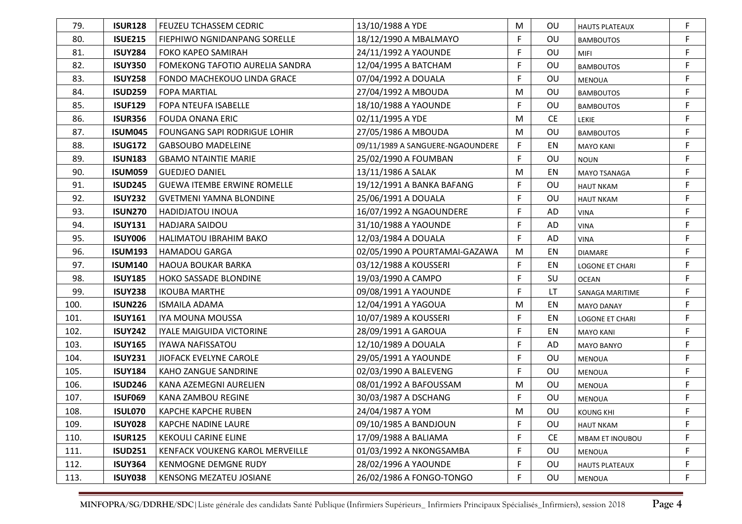| 79. | **ISUR128** | FEUZEU TCHASSEM CEDRIC | 13/10/1988 A YDE | M | OU | HAUTS PLATEAUX | F |
|---|---|---|---|---|---|---|---|
| 80. | **ISUE215** | FIEPHIWO NGNIDANPANG SORELLE | 18/12/1990 A MBALMAYO | F | OU | BAMBOUTOS | F |
| 81. | **ISUY284** | FOKO KAPEO SAMIRAH | 24/11/1992 A YAOUNDE | F | OU | MIFI | F |
| 82. | **ISUY350** | FOMEKONG TAFOTIO AURELIA SANDRA | 12/04/1995 A BATCHAM | F | OU | BAMBOUTOS | F |
| 83. | **ISUY258** | FONDO MACHEKOUO LINDA GRACE | 07/04/1992 A DOUALA | F | OU | MENOUA | F |
| 84. | **ISUD259** | FOPA MARTIAL | 27/04/1992 A MBOUDA | M | OU | BAMBOUTOS | F |
| 85. | **ISUF129** | FOPA NTEUFA ISABELLE | 18/10/1988 A YAOUNDE | F | OU | BAMBOUTOS | F |
| 86. | **ISUR356** | FOUDA ONANA ERIC | 02/11/1995 A YDE | M | CE | LEKIE | F |
| 87. | **ISUM045** | FOUNGANG SAPI RODRIGUE LOHIR | 27/05/1986 A MBOUDA | M | OU | BAMBOUTOS | F |
| 88. | **ISUG172** | GABSOUBO MADELEINE | 09/11/1989 A SANGUERE-NGAOUNDERE | F | EN | MAYO KANI | F |
| 89. | **ISUN183** | GBAMO NTAINTIE MARIE | 25/02/1990 A FOUMBAN | F | OU | NOUN | F |
| 90. | **ISUM059** | GUEDJEO DANIEL | 13/11/1986 A SALAK | M | EN | MAYO TSANAGA | F |
| 91. | **ISUD245** | GUEWA ITEMBE ERWINE ROMELLE | 19/12/1991 A BANKA BAFANG | F | OU | HAUT NKAM | F |
| 92. | **ISUY232** | GVETMENI YAMNA BLONDINE | 25/06/1991 A DOUALA | F | OU | HAUT NKAM | F |
| 93. | **ISUN270** | HADIDJATOU INOUA | 16/07/1992 A NGAOUNDERE | F | AD | VINA | F |
| 94. | **ISUY131** | HADJARA SAIDOU | 31/10/1988 A YAOUNDE | F | AD | VINA | F |
| 95. | **ISUY006** | HALIMATOU IBRAHIM BAKO | 12/03/1984 A DOUALA | F | AD | VINA | F |
| 96. | **ISUM193** | HAMADOU GARGA | 02/05/1990 A POURTAMAI-GAZAWA | M | EN | DIAMARE | F |
| 97. | **ISUM140** | HAOUA BOUKAR BARKA | 03/12/1988 A KOUSSERI | F | EN | LOGONE ET CHARI | F |
| 98. | **ISUY185** | HOKO SASSADE BLONDINE | 19/03/1990 A CAMPO | F | SU | OCEAN | F |
| 99. | **ISUY238** | IKOUBA MARTHE | 09/08/1991 A YAOUNDE | F | LT | SANAGA MARITIME | F |
| 100. | **ISUN226** | ISMAILA ADAMA | 12/04/1991 A YAGOUA | M | EN | MAYO DANAY | F |
| 101. | **ISUY161** | IYA MOUNA MOUSSA | 10/07/1989 A KOUSSERI | F | EN | LOGONE ET CHARI | F |
| 102. | **ISUY242** | IYALE MAIGUIDA VICTORINE | 28/09/1991 A GAROUA | F | EN | MAYO KANI | F |
| 103. | **ISUY165** | IYAWA NAFISSATOU | 12/10/1989 A DOUALA | F | AD | MAYO BANYO | F |
| 104. | **ISUY231** | JIOFACK EVELYNE CAROLE | 29/05/1991 A YAOUNDE | F | OU | MENOUA | F |
| 105. | **ISUY184** | KAHO ZANGUE SANDRINE | 02/03/1990 A BALEVENG | F | OU | MENOUA | F |
| 106. | **ISUD246** | KANA AZEMEGNI AURELIEN | 08/01/1992 A BAFOUSSAM | M | OU | MENOUA | F |
| 107. | **ISUF069** | KANA ZAMBOU REGINE | 30/03/1987 A DSCHANG | F | OU | MENOUA | F |
| 108. | **ISUL070** | KAPCHE KAPCHE RUBEN | 24/04/1987 A YOM | M | OU | KOUNG KHI | F |
| 109. | **ISUY028** | KAPCHE NADINE LAURE | 09/10/1985 A BANDJOUN | F | OU | HAUT NKAM | F |
| 110. | **ISUR125** | KEKOULI CARINE ELINE | 17/09/1988 A BALIAMA | F | CE | MBAM ET INOUBOU | F |
| 111. | **ISUD251** | KENFACK VOUKENG KAROL MERVEILLE | 01/03/1992 A NKONGSAMBA | F | OU | MENOUA | F |
| 112. | **ISUY364** | KENMOGNE DEMGNE RUDY | 28/02/1996 A YAOUNDE | F | OU | HAUTS PLATEAUX | F |
| 113. | **ISUY038** | KENSONG MEZATEU JOSIANE | 26/02/1986 A FONGO-TONGO | F | OU | MENOUA | F |

**MINFOPRA/SG/DDRHE/SDC|** Liste générale des candidats Santé Publique (Infirmiers Supérieurs_ Infirmiers Principaux Spécialisés_Infirmiers), session 2018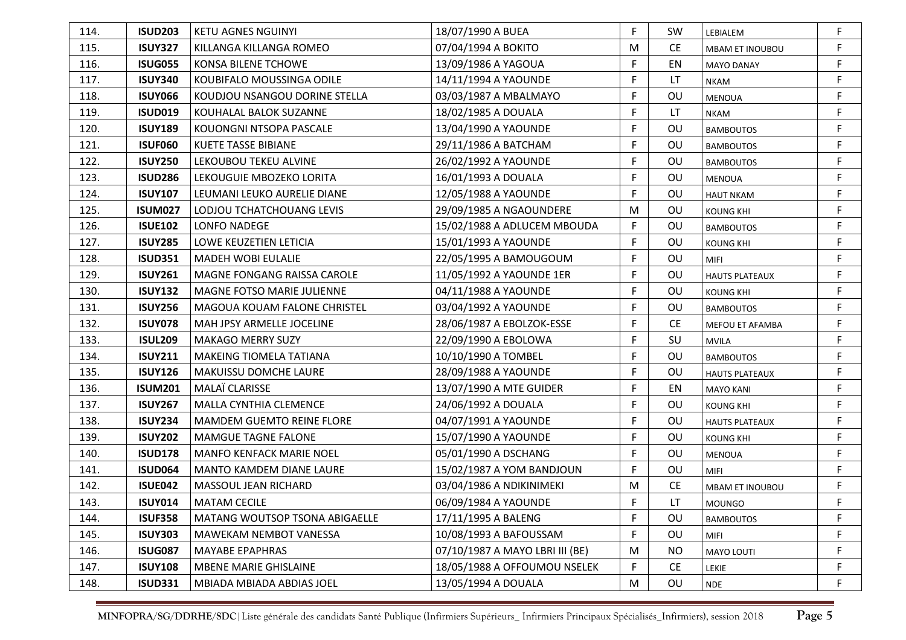| 114. | **ISUD203** | KETU AGNES NGUINYI | 18/07/1990 A BUEA | F | SW | LEBIALEM | F |
|---|---|---|---|---|---|---|---|
| 115. | **ISUY327** | KILLANGA KILLANGA ROMEO | 07/04/1994 A BOKITO | M | CE | MBAM ET INOUBOU | F |
| 116. | **ISUG055** | KONSA BILENE TCHOWE | 13/09/1986 A YAGOUA | F | EN | MAYO DANAY | F |
| 117. | **ISUY340** | KOUBIFALO MOUSSINGA ODILE | 14/11/1994 A YAOUNDE | F | LT | NKAM | F |
| 118. | **ISUY066** | KOUDJOU NSANGOU DORINE STELLA | 03/03/1987 A MBALMAYO | F | OU | MENOUA | F |
| 119. | **ISUD019** | KOUHALAL BALOK SUZANNE | 18/02/1985 A DOUALA | F | LT | NKAM | F |
| 120. | **ISUY189** | KOUONGNI NTSOPA PASCALE | 13/04/1990 A YAOUNDE | F | OU | BAMBOUTOS | F |
| 121. | **ISUF060** | KUETE TASSE BIBIANE | 29/11/1986 A BATCHAM | F | OU | BAMBOUTOS | F |
| 122. | **ISUY250** | LEKOUBOU TEKEU ALVINE | 26/02/1992 A YAOUNDE | F | OU | BAMBOUTOS | F |
| 123. | **ISUD286** | LEKOUGUIE MBOZEKO LORITA | 16/01/1993 A DOUALA | F | OU | MENOUA | F |
| 124. | **ISUY107** | LEUMANI LEUKO AURELIE DIANE | 12/05/1988 A YAOUNDE | F | OU | HAUT NKAM | F |
| 125. | **ISUM027** | LODJOU TCHATCHOUANG LEVIS | 29/09/1985 A NGAOUNDERE | M | OU | KOUNG KHI | F |
| 126. | **ISUE102** | LONFO NADEGE | 15/02/1988 A ADLUCEM MBOUDA | F | OU | BAMBOUTOS | F |
| 127. | **ISUY285** | LOWE KEUZETIEN LETICIA | 15/01/1993 A YAOUNDE | F | OU | KOUNG KHI | F |
| 128. | **ISUD351** | MADEH WOBI EULALIE | 22/05/1995 A BAMOUGOUM | F | OU | MIFI | F |
| 129. | **ISUY261** | MAGNE FONGANG RAISSA CAROLE | 11/05/1992 A YAOUNDE 1ER | F | OU | HAUTS PLATEAUX | F |
| 130. | **ISUY132** | MAGNE FOTSO MARIE JULIENNE | 04/11/1988 A YAOUNDE | F | OU | KOUNG KHI | F |
| 131. | **ISUY256** | MAGOUA KOUAM FALONE CHRISTEL | 03/04/1992 A YAOUNDE | F | OU | BAMBOUTOS | F |
| 132. | **ISUY078** | MAH JPSY ARMELLE JOCELINE | 28/06/1987 A EBOLZOK-ESSE | F | CE | MEFOU ET AFAMBA | F |
| 133. | **ISUL209** | MAKAGO MERRY SUZY | 22/09/1990 A EBOLOWA | F | SU | MVILA | F |
| 134. | **ISUY211** | MAKEING TIOMELA TATIANA | 10/10/1990 A TOMBEL | F | OU | BAMBOUTOS | F |
| 135. | **ISUY126** | MAKUISSU DOMCHE LAURE | 28/09/1988 A YAOUNDE | F | OU | HAUTS PLATEAUX | F |
| 136. | **ISUM201** | MALAÏ CLARISSE | 13/07/1990 A MTE GUIDER | F | EN | MAYO KANI | F |
| 137. | **ISUY267** | MALLA CYNTHIA CLEMENCE | 24/06/1992 A DOUALA | F | OU | KOUNG KHI | F |
| 138. | **ISUY234** | MAMDEM GUEMTO REINE FLORE | 04/07/1991 A YAOUNDE | F | OU | HAUTS PLATEAUX | F |
| 139. | **ISUY202** | MAMGUE TAGNE FALONE | 15/07/1990 A YAOUNDE | F | OU | KOUNG KHI | F |
| 140. | **ISUD178** | MANFO KENFACK MARIE NOEL | 05/01/1990 A DSCHANG | F | OU | MENOUA | F |
| 141. | **ISUD064** | MANTO KAMDEM DIANE LAURE | 15/02/1987 A YOM BANDJOUN | F | OU | MIFI | F |
| 142. | **ISUE042** | MASSOUL JEAN RICHARD | 03/04/1986 A NDIKINIMEKI | M | CE | MBAM ET INOUBOU | F |
| 143. | **ISUY014** | MATAM CECILE | 06/09/1984 A YAOUNDE | F | LT | MOUNGO | F |
| 144. | **ISUF358** | MATANG WOUTSOP TSONA ABIGAELLE | 17/11/1995 A BALENG | F | OU | BAMBOUTOS | F |
| 145. | **ISUY303** | MAWEKAM NEMBOT VANESSA | 10/08/1993 A BAFOUSSAM | F | OU | MIFI | F |
| 146. | **ISUG087** | MAYABE EPAPHRAS | 07/10/1987 A MAYO LBRI III (BE) | M | NO | MAYO LOUTI | F |
| 147. | **ISUY108** | MBENE MARIE GHISLAINE | 18/05/1988 A OFFOUMOU NSELEK | F | CE | LEKIE | F |
| 148. | **ISUD331** | MBIADA MBIADA ABDIAS JOEL | 13/05/1994 A DOUALA | M | OU | NDE | F |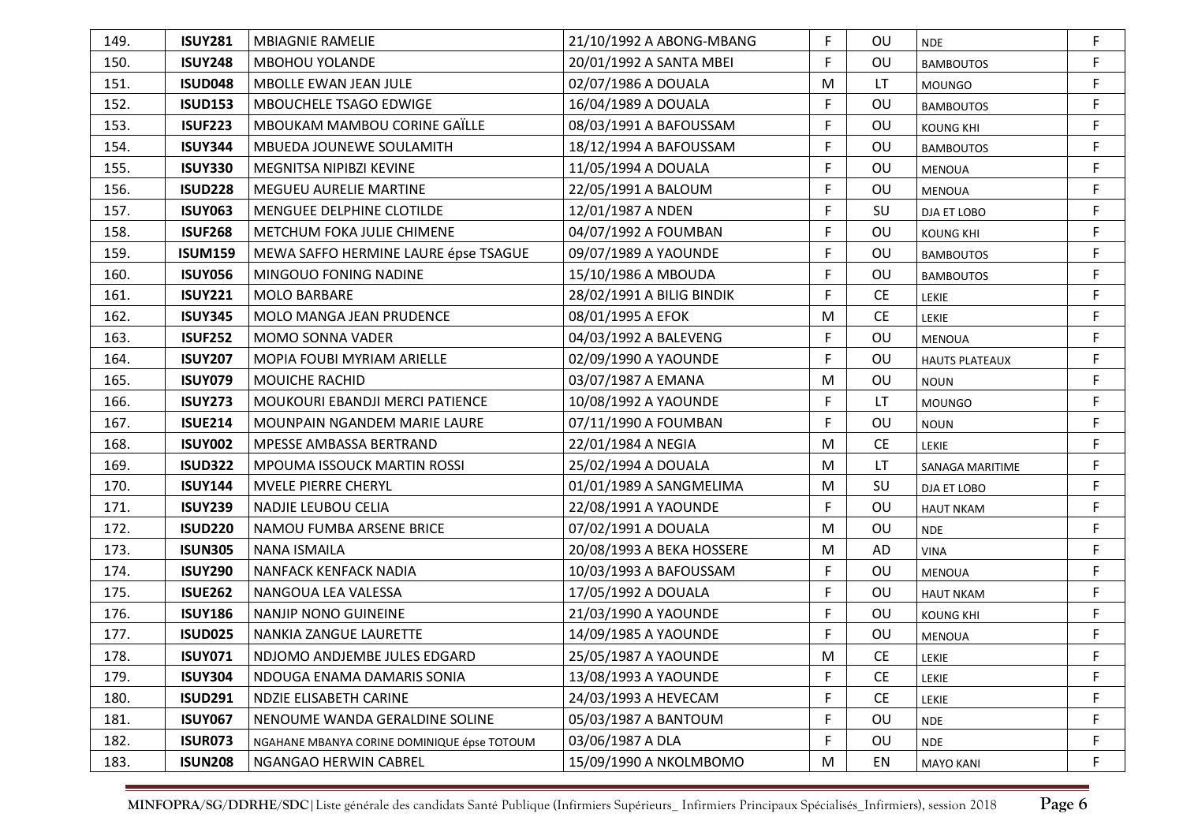| 149. | **ISUY281** | MBIAGNIE RAMELIE | 21/10/1992 A ABONG-MBANG | F | OU | NDE | F |
|---|---|---|---|---|---|---|---|
| 150. | **ISUY248** | MBOHOU YOLANDE | 20/01/1992 A SANTA MBEI | F | OU | BAMBOUTOS | F |
| 151. | **ISUD048** | MBOLLE EWAN JEAN JULE | 02/07/1986 A DOUALA | M | LT | MOUNGO | F |
| 152. | **ISUD153** | MBOUCHELE TSAGO EDWIGE | 16/04/1989 A DOUALA | F | OU | BAMBOUTOS | F |
| 153. | **ISUF223** | MBOUKAM MAMBOU CORINE GAÏLLE | 08/03/1991 A BAFOUSSAM | F | OU | KOUNG KHI | F |
| 154. | **ISUY344** | MBUEDA JOUNEWE SOULAMITH | 18/12/1994 A BAFOUSSAM | F | OU | BAMBOUTOS | F |
| 155. | **ISUY330** | MEGNITSA NIPIBZI KEVINE | 11/05/1994 A DOUALA | F | OU | MENOUA | F |
| 156. | **ISUD228** | MEGUEU AURELIE MARTINE | 22/05/1991 A BALOUM | F | OU | MENOUA | F |
| 157. | **ISUY063** | MENGUEE DELPHINE CLOTILDE | 12/01/1987 A NDEN | F | SU | DJA ET LOBO | F |
| 158. | **ISUF268** | METCHUM FOKA JULIE CHIMENE | 04/07/1992 A FOUMBAN | F | OU | KOUNG KHI | F |
| 159. | **ISUM159** | MEWA SAFFO HERMINE LAURE épse TSAGUE | 09/07/1989 A YAOUNDE | F | OU | BAMBOUTOS | F |
| 160. | **ISUY056** | MINGOUO FONING NADINE | 15/10/1986 A MBOUDA | F | OU | BAMBOUTOS | F |
| 161. | **ISUY221** | MOLO BARBARE | 28/02/1991 A BILIG BINDIK | F | CE | LEKIE | F |
| 162. | **ISUY345** | MOLO MANGA JEAN PRUDENCE | 08/01/1995 A EFOK | M | CE | LEKIE | F |
| 163. | **ISUF252** | MOMO SONNA VADER | 04/03/1992 A BALEVENG | F | OU | MENOUA | F |
| 164. | **ISUY207** | MOPIA FOUBI MYRIAM ARIELLE | 02/09/1990 A YAOUNDE | F | OU | HAUTS PLATEAUX | F |
| 165. | **ISUY079** | MOUICHE RACHID | 03/07/1987 A EMANA | M | OU | NOUN | F |
| 166. | **ISUY273** | MOUKOURI EBANDJI MERCI PATIENCE | 10/08/1992 A YAOUNDE | F | LT | MOUNGO | F |
| 167. | **ISUE214** | MOUNPAIN NGANDEM MARIE LAURE | 07/11/1990 A FOUMBAN | F | OU | NOUN | F |
| 168. | **ISUY002** | MPESSE AMBASSA BERTRAND | 22/01/1984 A NEGIA | M | CE | LEKIE | F |
| 169. | **ISUD322** | MPOUMA ISSOUCK MARTIN ROSSI | 25/02/1994 A DOUALA | M | LT | SANAGA MARITIME | F |
| 170. | **ISUY144** | MVELE PIERRE CHERYL | 01/01/1989 A SANGMELIMA | M | SU | DJA ET LOBO | F |
| 171. | **ISUY239** | NADJIE LEUBOU CELIA | 22/08/1991 A YAOUNDE | F | OU | HAUT NKAM | F |
| 172. | **ISUD220** | NAMOU FUMBA ARSENE BRICE | 07/02/1991 A DOUALA | M | OU | NDE | F |
| 173. | **ISUN305** | NANA ISMAILA | 20/08/1993 A BEKA HOSSERE | M | AD | VINA | F |
| 174. | **ISUY290** | NANFACK KENFACK NADIA | 10/03/1993 A BAFOUSSAM | F | OU | MENOUA | F |
| 175. | **ISUE262** | NANGOUA LEA VALESSA | 17/05/1992 A DOUALA | F | OU | HAUT NKAM | F |
| 176. | **ISUY186** | NANJIP NONO GUINEINE | 21/03/1990 A YAOUNDE | F | OU | KOUNG KHI | F |
| 177. | **ISUD025** | NANKIA ZANGUE LAURETTE | 14/09/1985 A YAOUNDE | F | OU | MENOUA | F |
| 178. | **ISUY071** | NDJOMO ANDJEMBE JULES EDGARD | 25/05/1987 A YAOUNDE | M | CE | LEKIE | F |
| 179. | **ISUY304** | NDOUGA ENAMA DAMARIS SONIA | 13/08/1993 A YAOUNDE | F | CE | LEKIE | F |
| 180. | **ISUD291** | NDZIE ELISABETH CARINE | 24/03/1993 A HEVECAM | F | CE | LEKIE | F |
| 181. | **ISUY067** | NENOUME WANDA GERALDINE SOLINE | 05/03/1987 A BANTOUM | F | OU | NDE | F |
| 182. | **ISUR073** | NGAHANE MBANYA CORINE DOMINIQUE épse TOTOUM | 03/06/1987 A DLA | F | OU | NDE | F |
| 183. | **ISUN208** | NGANGAO HERWIN CABREL | 15/09/1990 A NKOLMBOMO | M | EN | MAYO KANI | F |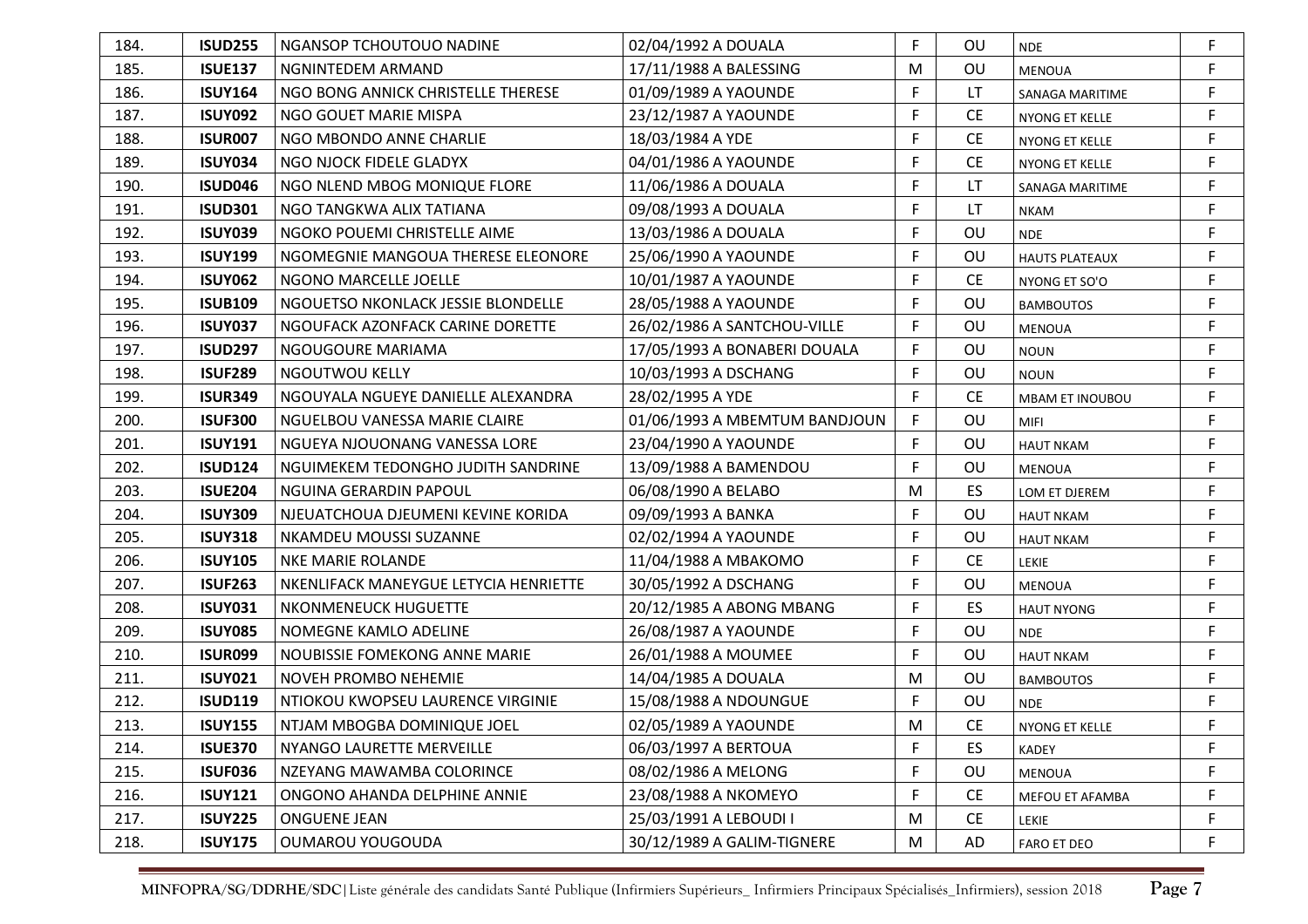| | | | | | | | |
|---|---|---|---|---|---|---|---|
| 184. | **ISUD255** | NGANSOP TCHOUTOUO NADINE | 02/04/1992 A DOUALA | F | OU | NDE | F |
| 185. | **ISUE137** | NGNINTEDEM ARMAND | 17/11/1988 A BALESSING | M | OU | MENOUA | F |
| 186. | **ISUY164** | NGO BONG ANNICK CHRISTELLE THERESE | 01/09/1989 A YAOUNDE | F | LT | SANAGA MARITIME | F |
| 187. | **ISUY092** | NGO GOUET MARIE MISPA | 23/12/1987 A YAOUNDE | F | CE | NYONG ET KELLE | F |
| 188. | **ISUR007** | NGO MBONDO ANNE CHARLIE | 18/03/1984 A YDE | F | CE | NYONG ET KELLE | F |
| 189. | **ISUY034** | NGO NJOCK FIDELE GLADYX | 04/01/1986 A YAOUNDE | F | CE | NYONG ET KELLE | F |
| 190. | **ISUD046** | NGO NLEND MBOG MONIQUE FLORE | 11/06/1986 A DOUALA | F | LT | SANAGA MARITIME | F |
| 191. | **ISUD301** | NGO TANGKWA ALIX TATIANA | 09/08/1993 A DOUALA | F | LT | NKAM | F |
| 192. | **ISUY039** | NGOKO POUEMI CHRISTELLE AIME | 13/03/1986 A DOUALA | F | OU | NDE | F |
| 193. | **ISUY199** | NGOMEGNIE MANGOUA THERESE ELEONORE | 25/06/1990 A YAOUNDE | F | OU | HAUTS PLATEAUX | F |
| 194. | **ISUY062** | NGONO MARCELLE JOELLE | 10/01/1987 A YAOUNDE | F | CE | NYONG ET SO'O | F |
| 195. | **ISUB109** | NGOUETSO NKONLACK JESSIE BLONDELLE | 28/05/1988 A YAOUNDE | F | OU | BAMBOUTOS | F |
| 196. | **ISUY037** | NGOUFACK AZONFACK CARINE DORETTE | 26/02/1986 A SANTCHOU-VILLE | F | OU | MENOUA | F |
| 197. | **ISUD297** | NGOUGOURE MARIAMA | 17/05/1993 A BONABERI DOUALA | F | OU | NOUN | F |
| 198. | **ISUF289** | NGOUTWOU KELLY | 10/03/1993 A DSCHANG | F | OU | NOUN | F |
| 199. | **ISUR349** | NGOUYALA NGUEYE DANIELLE ALEXANDRA | 28/02/1995 A YDE | F | CE | MBAM ET INOUBOU | F |
| 200. | **ISUF300** | NGUELBOU VANESSA MARIE CLAIRE | 01/06/1993 A MBEMTUM BANDJOUN | F | OU | MIFI | F |
| 201. | **ISUY191** | NGUEYA NJOUONANG VANESSA LORE | 23/04/1990 A YAOUNDE | F | OU | HAUT NKAM | F |
| 202. | **ISUD124** | NGUIMEKEM TEDONGHO JUDITH SANDRINE | 13/09/1988 A BAMENDOU | F | OU | MENOUA | F |
| 203. | **ISUE204** | NGUINA GERARDIN PAPOUL | 06/08/1990 A BELABO | M | ES | LOM ET DJEREM | F |
| 204. | **ISUY309** | NJEUATCHOUA DJEUMENI KEVINE KORIDA | 09/09/1993 A BANKA | F | OU | HAUT NKAM | F |
| 205. | **ISUY318** | NKAMDEU MOUSSI SUZANNE | 02/02/1994 A YAOUNDE | F | OU | HAUT NKAM | F |
| 206. | **ISUY105** | NKE MARIE ROLANDE | 11/04/1988 A MBAKOMO | F | CE | LEKIE | F |
| 207. | **ISUF263** | NKENLIFACK MANEYGUE LETYCIA HENRIETTE | 30/05/1992 A DSCHANG | F | OU | MENOUA | F |
| 208. | **ISUY031** | NKONMENEUCK HUGUETTE | 20/12/1985 A ABONG MBANG | F | ES | HAUT NYONG | F |
| 209. | **ISUY085** | NOMEGNE KAMLO ADELINE | 26/08/1987 A YAOUNDE | F | OU | NDE | F |
| 210. | **ISUR099** | NOUBISSIE FOMEKONG ANNE MARIE | 26/01/1988 A MOUMEE | F | OU | HAUT NKAM | F |
| 211. | **ISUY021** | NOVEH PROMBO NEHEMIE | 14/04/1985 A DOUALA | M | OU | BAMBOUTOS | F |
| 212. | **ISUD119** | NTIOKOU KWOPSEU LAURENCE VIRGINIE | 15/08/1988 A NDOUNGUE | F | OU | NDE | F |
| 213. | **ISUY155** | NTJAM MBOGBA DOMINIQUE JOEL | 02/05/1989 A YAOUNDE | M | CE | NYONG ET KELLE | F |
| 214. | **ISUE370** | NYANGO LAURETTE MERVEILLE | 06/03/1997 A BERTOUA | F | ES | KADEY | F |
| 215. | **ISUF036** | NZEYANG MAWAMBA COLORINCE | 08/02/1986 A MELONG | F | OU | MENOUA | F |
| 216. | **ISUY121** | ONGONO AHANDA DELPHINE ANNIE | 23/08/1988 A NKOMEYO | F | CE | MEFOU ET AFAMBA | F |
| 217. | **ISUY225** | ONGUENE JEAN | 25/03/1991 A LEBOUDI I | M | CE | LEKIE | F |
| 218. | **ISUY175** | OUMAROU YOUGOUDA | 30/12/1989 A GALIM-TIGNERE | M | AD | FARO ET DEO | F |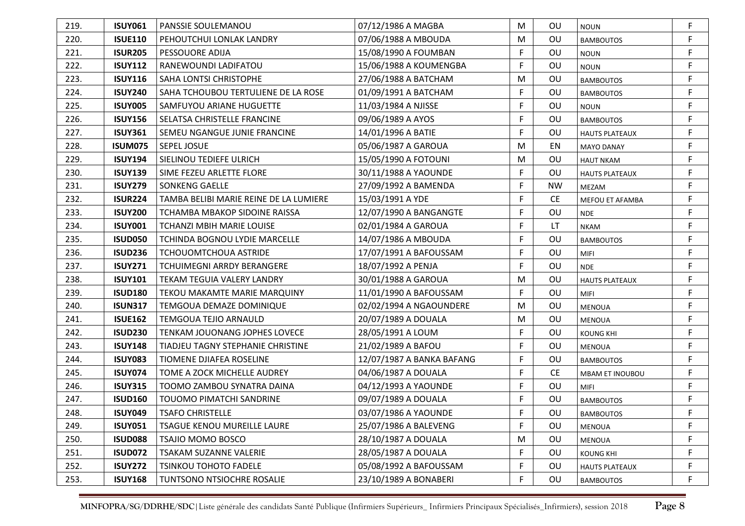| | | | | | | | |
|---|---|---|---|---|---|---|---|
| 219. | **ISUY061** | PANSSIE SOULEMANOU | 07/12/1986 A MAGBA | M | OU | NOUN | F |
| 220. | **ISUE110** | PEHOUTCHUI LONLAK LANDRY | 07/06/1988 A MBOUDA | M | OU | BAMBOUTOS | F |
| 221. | **ISUR205** | PESSOUORE ADIJA | 15/08/1990 A FOUMBAN | F | OU | NOUN | F |
| 222. | **ISUY112** | RANEWOUNDI LADIFATOU | 15/06/1988 A KOUMENGBA | F | OU | NOUN | F |
| 223. | **ISUY116** | SAHA LONTSI CHRISTOPHE | 27/06/1988 A BATCHAM | M | OU | BAMBOUTOS | F |
| 224. | **ISUY240** | SAHA TCHOUBOU TERTULIENE DE LA ROSE | 01/09/1991 A BATCHAM | F | OU | BAMBOUTOS | F |
| 225. | **ISUY005** | SAMFUYOU ARIANE HUGUETTE | 11/03/1984 A NJISSE | F | OU | NOUN | F |
| 226. | **ISUY156** | SELATSA CHRISTELLE FRANCINE | 09/06/1989 A AYOS | F | OU | BAMBOUTOS | F |
| 227. | **ISUY361** | SEMEU NGANGUE JUNIE FRANCINE | 14/01/1996 A BATIE | F | OU | HAUTS PLATEAUX | F |
| 228. | **ISUM075** | SEPEL JOSUE | 05/06/1987 A GAROUA | M | EN | MAYO DANAY | F |
| 229. | **ISUY194** | SIELINOU TEDIEFE ULRICH | 15/05/1990 A FOTOUNI | M | OU | HAUT NKAM | F |
| 230. | **ISUY139** | SIME FEZEU ARLETTE FLORE | 30/11/1988 A YAOUNDE | F | OU | HAUTS PLATEAUX | F |
| 231. | **ISUY279** | SONKENG GAELLE | 27/09/1992 A BAMENDA | F | NW | MEZAM | F |
| 232. | **ISUR224** | TAMBA BELIBI MARIE REINE DE LA LUMIERE | 15/03/1991 A YDE | F | CE | MEFOU ET AFAMBA | F |
| 233. | **ISUY200** | TCHAMBA MBAKOP SIDOINE RAISSA | 12/07/1990 A BANGANGTE | F | OU | NDE | F |
| 234. | **ISUY001** | TCHANZI MBIH MARIE LOUISE | 02/01/1984 A GAROUA | F | LT | NKAM | F |
| 235. | **ISUD050** | TCHINDA BOGNOU LYDIE MARCELLE | 14/07/1986 A MBOUDA | F | OU | BAMBOUTOS | F |
| 236. | **ISUD236** | TCHOUOMTCHOUA ASTRIDE | 17/07/1991 A BAFOUSSAM | F | OU | MIFI | F |
| 237. | **ISUY271** | TCHUIMEGNI ARRDY BERANGERE | 18/07/1992 A PENJA | F | OU | NDE | F |
| 238. | **ISUY101** | TEKAM TEGUIA VALERY LANDRY | 30/01/1988 A GAROUA | M | OU | HAUTS PLATEAUX | F |
| 239. | **ISUD180** | TEKOU MAKAMTE MARIE MARQUINY | 11/01/1990 A BAFOUSSAM | F | OU | MIFI | F |
| 240. | **ISUN317** | TEMGOUA DEMAZE DOMINIQUE | 02/02/1994 A NGAOUNDERE | M | OU | MENOUA | F |
| 241. | **ISUE162** | TEMGOUA TEJIO ARNAULD | 20/07/1989 A DOUALA | M | OU | MENOUA | F |
| 242. | **ISUD230** | TENKAM JOUONANG JOPHES LOVECE | 28/05/1991 A LOUM | F | OU | KOUNG KHI | F |
| 243. | **ISUY148** | TIADJEU TAGNY STEPHANIE CHRISTINE | 21/02/1989 A BAFOU | F | OU | MENOUA | F |
| 244. | **ISUY083** | TIOMENE DJIAFEA ROSELINE | 12/07/1987 A BANKA BAFANG | F | OU | BAMBOUTOS | F |
| 245. | **ISUY074** | TOME A ZOCK MICHELLE AUDREY | 04/06/1987 A DOUALA | F | CE | MBAM ET INOUBOU | F |
| 246. | **ISUY315** | TOOMO ZAMBOU SYNATRA DAINA | 04/12/1993 A YAOUNDE | F | OU | MIFI | F |
| 247. | **ISUD160** | TOUOMO PIMATCHI SANDRINE | 09/07/1989 A DOUALA | F | OU | BAMBOUTOS | F |
| 248. | **ISUY049** | TSAFO CHRISTELLE | 03/07/1986 A YAOUNDE | F | OU | BAMBOUTOS | F |
| 249. | **ISUY051** | TSAGUE KENOU MUREILLE LAURE | 25/07/1986 A BALEVENG | F | OU | MENOUA | F |
| 250. | **ISUD088** | TSAJIO MOMO BOSCO | 28/10/1987 A DOUALA | M | OU | MENOUA | F |
| 251. | **ISUD072** | TSAKAM SUZANNE VALERIE | 28/05/1987 A DOUALA | F | OU | KOUNG KHI | F |
| 252. | **ISUY272** | TSINKOU TOHOTO FADELE | 05/08/1992 A BAFOUSSAM | F | OU | HAUTS PLATEAUX | F |
| 253. | **ISUY168** | TUNTSONO NTSIOCHRE ROSALIE | 23/10/1989 A BONABERI | F | OU | BAMBOUTOS | F |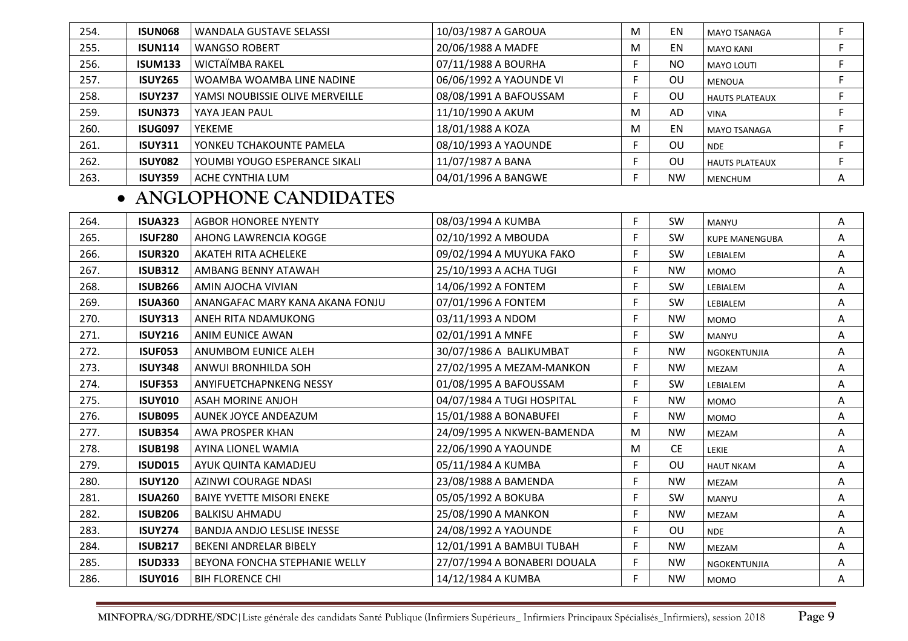| 254. | ISUN068 | WANDALA GUSTAVE SELASSI | 10/03/1987 A GAROUA | M | EN | MAYO TSANAGA | F |
|---|---|---|---|---|---|---|---|
| 255. | ISUN114 | WANGSO ROBERT | 20/06/1988 A MADFE | M | EN | MAYO KANI | F |
| 256. | ISUM133 | WICTAÏMBA RAKEL | 07/11/1988 A BOURHA | F | NO | MAYO LOUTI | F |
| 257. | ISUY265 | WOAMBA WOAMBA LINE NADINE | 06/06/1992 A YAOUNDE VI | F | OU | MENOUA | F |
| 258. | ISUY237 | YAMSI NOUBISSIE OLIVE MERVEILLE | 08/08/1991 A BAFOUSSAM | F | OU | HAUTS PLATEAUX | F |
| 259. | ISUN373 | YAYA JEAN PAUL | 11/10/1990 A AKUM | M | AD | VINA | F |
| 260. | ISUG097 | YEKEME | 18/01/1988 A KOZA | M | EN | MAYO TSANAGA | F |
| 261. | ISUY311 | YONKEU TCHAKOUNTE PAMELA | 08/10/1993 A YAOUNDE | F | OU | NDE | F |
| 262. | ISUY082 | YOUMBI YOUGO ESPERANCE SIKALI | 11/07/1987 A BANA | F | OU | HAUTS PLATEAUX | F |
| 263. | ISUY359 | ACHE CYNTHIA LUM | 04/01/1996 A BANGWE | F | NW | MENCHUM | A |

- **ANGLOPHONE CANDIDATES**

| 264. | ISUA323 | AGBOR HONOREE NYENTY | 08/03/1994 A KUMBA | F | SW | MANYU | A |
|---|---|---|---|---|---|---|---|
| 265. | ISUF280 | AHONG LAWRENCIA KOGGE | 02/10/1992 A MBOUDA | F | SW | KUPE MANENGUBA | A |
| 266. | ISUR320 | AKATEH RITA ACHELEKE | 09/02/1994 A MUYUKA FAKO | F | SW | LEBIALEM | A |
| 267. | ISUB312 | AMBANG BENNY ATAWAH | 25/10/1993 A ACHA TUGI | F | NW | MOMO | A |
| 268. | ISUB266 | AMIN AJOCHA VIVIAN | 14/06/1992 A FONTEM | F | SW | LEBIALEM | A |
| 269. | ISUA360 | ANANGAFAC MARY KANA AKANA FONJU | 07/01/1996 A FONTEM | F | SW | LEBIALEM | A |
| 270. | ISUY313 | ANEH RITA NDAMUKONG | 03/11/1993 A NDOM | F | NW | MOMO | A |
| 271. | ISUY216 | ANIM EUNICE AWAN | 02/01/1991 A MNFE | F | SW | MANYU | A |
| 272. | ISUF053 | ANUMBOM EUNICE ALEH | 30/07/1986 A BALIKUMBAT | F | NW | NGOKENTUNJIA | A |
| 273. | ISUY348 | ANWUI BRONHILDA SOH | 27/02/1995 A MEZAM-MANKON | F | NW | MEZAM | A |
| 274. | ISUF353 | ANYIFUETCHAPNKENG NESSY | 01/08/1995 A BAFOUSSAM | F | SW | LEBIALEM | A |
| 275. | ISUY010 | ASAH MORINE ANJOH | 04/07/1984 A TUGI HOSPITAL | F | NW | MOMO | A |
| 276. | ISUB095 | AUNEK JOYCE ANDEAZUM | 15/01/1988 A BONABUFEI | F | NW | MOMO | A |
| 277. | ISUB354 | AWA PROSPER KHAN | 24/09/1995 A NKWEN-BAMENDA | M | NW | MEZAM | A |
| 278. | ISUB198 | AYINA LIONEL WAMIA | 22/06/1990 A YAOUNDE | M | CE | LEKIE | A |
| 279. | ISUD015 | AYUK QUINTA KAMADJEU | 05/11/1984 A KUMBA | F | OU | HAUT NKAM | A |
| 280. | ISUY120 | AZINWI COURAGE NDASI | 23/08/1988 A BAMENDA | F | NW | MEZAM | A |
| 281. | ISUA260 | BAIYE YVETTE MISORI ENEKE | 05/05/1992 A BOKUBA | F | SW | MANYU | A |
| 282. | ISUB206 | BALKISU AHMADU | 25/08/1990 A MANKON | F | NW | MEZAM | A |
| 283. | ISUY274 | BANDJA ANDJO LESLISE INESSE | 24/08/1992 A YAOUNDE | F | OU | NDE | A |
| 284. | ISUB217 | BEKENI ANDRELAR BIBELY | 12/01/1991 A BAMBUI TUBAH | F | NW | MEZAM | A |
| 285. | ISUD333 | BEYONA FONCHA STEPHANIE WELLY | 27/07/1994 A BONABERI DOUALA | F | NW | NGOKENTUNJIA | A |
| 286. | ISUY016 | BIH FLORENCE CHI | 14/12/1984 A KUMBA | F | NW | MOMO | A |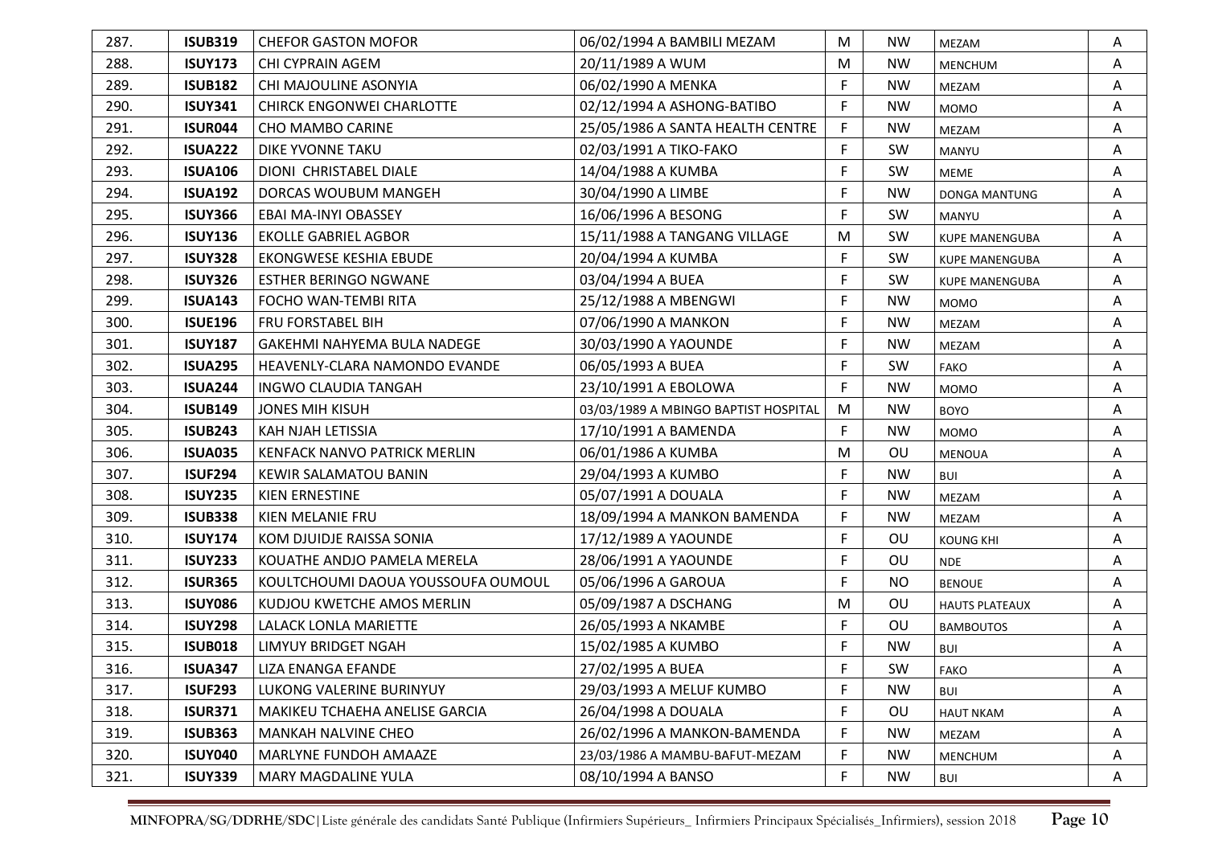| 287. | **ISUB319** | CHEFOR GASTON MOFOR | 06/02/1994 A BAMBILI MEZAM | M | NW | MEZAM | A |
|---|---|---|---|---|---|---|---|
| 288. | **ISUY173** | CHI CYPRAIN AGEM | 20/11/1989 A WUM | M | NW | MENCHUM | A |
| 289. | **ISUB182** | CHI MAJOULINE ASONYIA | 06/02/1990 A MENKA | F | NW | MEZAM | A |
| 290. | **ISUY341** | CHIRCK ENGONWEI CHARLOTTE | 02/12/1994 A ASHONG-BATIBO | F | NW | MOMO | A |
| 291. | **ISUR044** | CHO MAMBO CARINE | 25/05/1986 A SANTA HEALTH CENTRE | F | NW | MEZAM | A |
| 292. | **ISUA222** | DIKE YVONNE TAKU | 02/03/1991 A TIKO-FAKO | F | SW | MANYU | A |
| 293. | **ISUA106** | DIONI CHRISTABEL DIALE | 14/04/1988 A KUMBA | F | SW | MEME | A |
| 294. | **ISUA192** | DORCAS WOUBUM MANGEH | 30/04/1990 A LIMBE | F | NW | DONGA MANTUNG | A |
| 295. | **ISUY366** | EBAI MA-INYI OBASSEY | 16/06/1996 A BESONG | F | SW | MANYU | A |
| 296. | **ISUY136** | EKOLLE GABRIEL AGBOR | 15/11/1988 A TANGANG VILLAGE | M | SW | KUPE MANENGUBA | A |
| 297. | **ISUY328** | EKONGWESE KESHIA EBUDE | 20/04/1994 A KUMBA | F | SW | KUPE MANENGUBA | A |
| 298. | **ISUY326** | ESTHER BERINGO NGWANE | 03/04/1994 A BUEA | F | SW | KUPE MANENGUBA | A |
| 299. | **ISUA143** | FOCHO WAN-TEMBI RITA | 25/12/1988 A MBENGWI | F | NW | MOMO | A |
| 300. | **ISUE196** | FRU FORSTABEL BIH | 07/06/1990 A MANKON | F | NW | MEZAM | A |
| 301. | **ISUY187** | GAKEHMI NAHYEMA BULA NADEGE | 30/03/1990 A YAOUNDE | F | NW | MEZAM | A |
| 302. | **ISUA295** | HEAVENLY-CLARA NAMONDO EVANDE | 06/05/1993 A BUEA | F | SW | FAKO | A |
| 303. | **ISUA244** | INGWO CLAUDIA TANGAH | 23/10/1991 A EBOLOWA | F | NW | MOMO | A |
| 304. | **ISUB149** | JONES MIH KISUH | 03/03/1989 A MBINGO BAPTIST HOSPITAL | M | NW | BOYO | A |
| 305. | **ISUB243** | KAH NJAH LETISSIA | 17/10/1991 A BAMENDA | F | NW | MOMO | A |
| 306. | **ISUA035** | KENFACK NANVO PATRICK MERLIN | 06/01/1986 A KUMBA | M | OU | MENOUA | A |
| 307. | **ISUF294** | KEWIR SALAMATOU BANIN | 29/04/1993 A KUMBO | F | NW | BUI | A |
| 308. | **ISUY235** | KIEN ERNESTINE | 05/07/1991 A DOUALA | F | NW | MEZAM | A |
| 309. | **ISUB338** | KIEN MELANIE FRU | 18/09/1994 A MANKON BAMENDA | F | NW | MEZAM | A |
| 310. | **ISUY174** | KOM DJUIDJE RAISSA SONIA | 17/12/1989 A YAOUNDE | F | OU | KOUNG KHI | A |
| 311. | **ISUY233** | KOUATHE ANDJO PAMELA MERELA | 28/06/1991 A YAOUNDE | F | OU | NDE | A |
| 312. | **ISUR365** | KOULTCHOUMI DAOUA YOUSSOUFA OUMOUL | 05/06/1996 A GAROUA | F | NO | BENOUE | A |
| 313. | **ISUY086** | KUDJOU KWETCHE AMOS MERLIN | 05/09/1987 A DSCHANG | M | OU | HAUTS PLATEAUX | A |
| 314. | **ISUY298** | LALACK LONLA MARIETTE | 26/05/1993 A NKAMBE | F | OU | BAMBOUTOS | A |
| 315. | **ISUB018** | LIMYUY BRIDGET NGAH | 15/02/1985 A KUMBO | F | NW | BUI | A |
| 316. | **ISUA347** | LIZA ENANGA EFANDE | 27/02/1995 A BUEA | F | SW | FAKO | A |
| 317. | **ISUF293** | LUKONG VALERINE BURINYUY | 29/03/1993 A MELUF KUMBO | F | NW | BUI | A |
| 318. | **ISUR371** | MAKIKEU TCHAEHA ANELISE GARCIA | 26/04/1998 A DOUALA | F | OU | HAUT NKAM | A |
| 319. | **ISUB363** | MANKAH NALVINE CHEO | 26/02/1996 A MANKON-BAMENDA | F | NW | MEZAM | A |
| 320. | **ISUY040** | MARLYNE FUNDOH AMAAZE | 23/03/1986 A MAMBU-BAFUT-MEZAM | F | NW | MENCHUM | A |
| 321. | **ISUY339** | MARY MAGDALINE YULA | 08/10/1994 A BANSO | F | NW | BUI | A |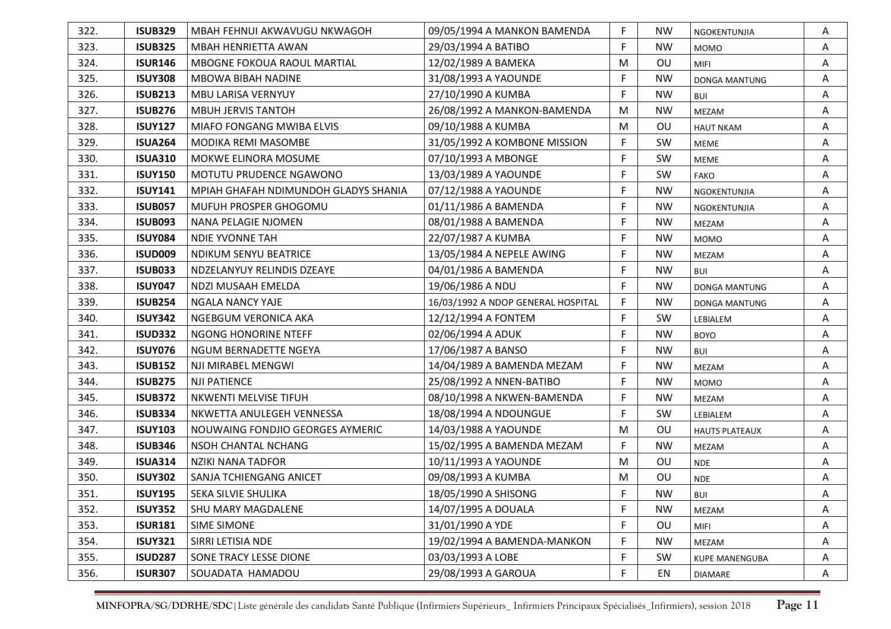| | | | | | | | |
|---|---|---|---|---|---|---|---|
| 322. | **ISUB329** | MBAH FEHNUI AKWAVUGU NKWAGOH | 09/05/1994 A MANKON BAMENDA | F | NW | NGOKENTUNJIA | A |
| 323. | **ISUB325** | MBAH HENRIETTA AWAN | 29/03/1994 A BATIBO | F | NW | MOMO | A |
| 324. | **ISUR146** | MBOGNE FOKOUA RAOUL MARTIAL | 12/02/1989 A BAMEKA | M | OU | MIFI | A |
| 325. | **ISUY308** | MBOWA BIBAH NADINE | 31/08/1993 A YAOUNDE | F | NW | DONGA MANTUNG | A |
| 326. | **ISUB213** | MBU LARISA VERNYUY | 27/10/1990 A KUMBA | F | NW | BUI | A |
| 327. | **ISUB276** | MBUH JERVIS TANTOH | 26/08/1992 A MANKON-BAMENDA | M | NW | MEZAM | A |
| 328. | **ISUY127** | MIAFO FONGANG MWIBA ELVIS | 09/10/1988 A KUMBA | M | OU | HAUT NKAM | A |
| 329. | **ISUA264** | MODIKA REMI MASOMBE | 31/05/1992 A KOMBONE MISSION | F | SW | MEME | A |
| 330. | **ISUA310** | MOKWE ELINORA MOSUME | 07/10/1993 A MBONGE | F | SW | MEME | A |
| 331. | **ISUY150** | MOTUTU PRUDENCE NGAWONO | 13/03/1989 A YAOUNDE | F | SW | FAKO | A |
| 332. | **ISUY141** | MPIAH GHAFAH NDIMUNDOH GLADYS SHANIA | 07/12/1988 A YAOUNDE | F | NW | NGOKENTUNJIA | A |
| 333. | **ISUB057** | MUFUH PROSPER GHOGOMU | 01/11/1986 A BAMENDA | F | NW | NGOKENTUNJIA | A |
| 334. | **ISUB093** | NANA PELAGIE NJOMEN | 08/01/1988 A BAMENDA | F | NW | MEZAM | A |
| 335. | **ISUY084** | NDIE YVONNE TAH | 22/07/1987 A KUMBA | F | NW | MOMO | A |
| 336. | **ISUD009** | NDIKUM SENYU BEATRICE | 13/05/1984 A NEPELE AWING | F | NW | MEZAM | A |
| 337. | **ISUB033** | NDZELANYUY RELINDIS DZEAYE | 04/01/1986 A BAMENDA | F | NW | BUI | A |
| 338. | **ISUY047** | NDZI MUSAAH EMELDA | 19/06/1986 A NDU | F | NW | DONGA MANTUNG | A |
| 339. | **ISUB254** | NGALA NANCY YAJE | 16/03/1992 A NDOP GENERAL HOSPITAL | F | NW | DONGA MANTUNG | A |
| 340. | **ISUY342** | NGEBGUM VERONICA AKA | 12/12/1994 A FONTEM | F | SW | LEBIALEM | A |
| 341. | **ISUD332** | NGONG HONORINE NTEFF | 02/06/1994 A ADUK | F | NW | BOYO | A |
| 342. | **ISUY076** | NGUM BERNADETTE NGEYA | 17/06/1987 A BANSO | F | NW | BUI | A |
| 343. | **ISUB152** | NJI MIRABEL MENGWI | 14/04/1989 A BAMENDA MEZAM | F | NW | MEZAM | A |
| 344. | **ISUB275** | NJI PATIENCE | 25/08/1992 A NNEN-BATIBO | F | NW | MOMO | A |
| 345. | **ISUB372** | NKWENTI MELVISE TIFUH | 08/10/1998 A NKWEN-BAMENDA | F | NW | MEZAM | A |
| 346. | **ISUB334** | NKWETTA ANULEGEH VENNESSA | 18/08/1994 A NDOUNGUE | F | SW | LEBIALEM | A |
| 347. | **ISUY103** | NOUWAING FONDJIO GEORGES AYMERIC | 14/03/1988 A YAOUNDE | M | OU | HAUTS PLATEAUX | A |
| 348. | **ISUB346** | NSOH CHANTAL NCHANG | 15/02/1995 A BAMENDA MEZAM | F | NW | MEZAM | A |
| 349. | **ISUA314** | NZIKI NANA TADFOR | 10/11/1993 A YAOUNDE | M | OU | NDE | A |
| 350. | **ISUY302** | SANJA TCHIENGANG ANICET | 09/08/1993 A KUMBA | M | OU | NDE | A |
| 351. | **ISUY195** | SEKA SILVIE SHULIKA | 18/05/1990 A SHISONG | F | NW | BUI | A |
| 352. | **ISUY352** | SHU MARY MAGDALENE | 14/07/1995 A DOUALA | F | NW | MEZAM | A |
| 353. | **ISUR181** | SIME SIMONE | 31/01/1990 A YDE | F | OU | MIFI | A |
| 354. | **ISUY321** | SIRRI LETISIA NDE | 19/02/1994 A BAMENDA-MANKON | F | NW | MEZAM | A |
| 355. | **ISUD287** | SONE TRACY LESSE DIONE | 03/03/1993 A LOBE | F | SW | KUPE MANENGUBA | A |
| 356. | **ISUR307** | SOUADATA HAMADOU | 29/08/1993 A GAROUA | F | EN | DIAMARE | A |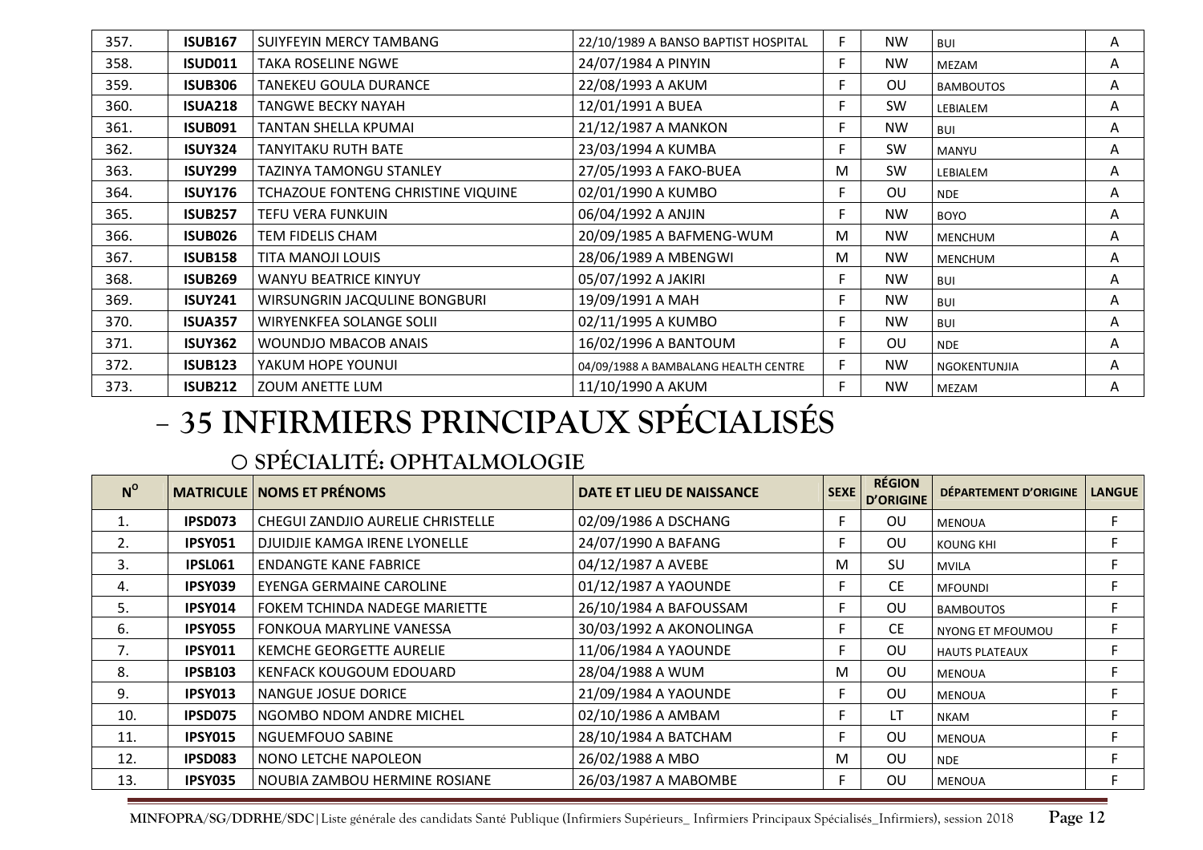| 357. | ISUB167 | SUIYFEYIN MERCY TAMBANG | 22/10/1989 A BANSO BAPTIST HOSPITAL | F | NW | BUI | A |
|---|---|---|---|---|---|---|---|
| 358. | ISUD011 | TAKA ROSELINE NGWE | 24/07/1984 A PINYIN | F | NW | MEZAM | A |
| 359. | ISUB306 | TANEKEU GOULA DURANCE | 22/08/1993 A AKUM | F | OU | BAMBOUTOS | A |
| 360. | ISUA218 | TANGWE BECKY NAYAH | 12/01/1991 A BUEA | F | SW | LEBIALEM | A |
| 361. | ISUB091 | TANTAN SHELLA KPUMAI | 21/12/1987 A MANKON | F | NW | BUI | A |
| 362. | ISUY324 | TANYITAKU RUTH BATE | 23/03/1994 A KUMBA | F | SW | MANYU | A |
| 363. | ISUY299 | TAZINYA TAMONGU STANLEY | 27/05/1993 A FAKO-BUEA | M | SW | LEBIALEM | A |
| 364. | ISUY176 | TCHAZOUE FONTENG CHRISTINE VIQUINE | 02/01/1990 A KUMBO | F | OU | NDE | A |
| 365. | ISUB257 | TEFU VERA FUNKUIN | 06/04/1992 A ANJIN | F | NW | BOYO | A |
| 366. | ISUB026 | TEM FIDELIS CHAM | 20/09/1985 A BAFMENG-WUM | M | NW | MENCHUM | A |
| 367. | ISUB158 | TITA MANOJI LOUIS | 28/06/1989 A MBENGWI | M | NW | MENCHUM | A |
| 368. | ISUB269 | WANYU BEATRICE KINYUY | 05/07/1992 A JAKIRI | F | NW | BUI | A |
| 369. | ISUY241 | WIRSUNGRIN JACQULINE BONGBURI | 19/09/1991 A MAH | F | NW | BUI | A |
| 370. | ISUA357 | WIRYENKFEA SOLANGE SOLII | 02/11/1995 A KUMBO | F | NW | BUI | A |
| 371. | ISUY362 | WOUNDJO MBACOB ANAIS | 16/02/1996 A BANTOUM | F | OU | NDE | A |
| 372. | ISUB123 | YAKUM HOPE YOUNUI | 04/09/1988 A BAMBALANG HEALTH CENTRE | F | NW | NGOKENTUNJIA | A |
| 373. | ISUB212 | ZOUM ANETTE LUM | 11/10/1990 A AKUM | F | NW | MEZAM | A |

# – 35 INFIRMIERS PRINCIPAUX SPÉCIALISÉS

## o SPÉCIALITÉ: OPHTALMOLOGIE

| N° | MATRICULE | NOMS ET PRÉNOMS | DATE ET LIEU DE NAISSANCE | SEXE | RÉGION D'ORIGINE | DÉPARTEMENT D'ORIGINE | LANGUE |
|---|---|---|---|---|---|---|---|
| 1. | IPSD073 | CHEGUI ZANDJIO AURELIE CHRISTELLE | 02/09/1986 A DSCHANG | F | OU | MENOUA | F |
| 2. | IPSY051 | DJUIDJIE KAMGA IRENE LYONELLE | 24/07/1990 A BAFANG | F | OU | KOUNG KHI | F |
| 3. | IPSL061 | ENDANGTE KANE FABRICE | 04/12/1987 A AVEBE | M | SU | MVILA | F |
| 4. | IPSY039 | EYENGA GERMAINE CAROLINE | 01/12/1987 A YAOUNDE | F | CE | MFOUNDI | F |
| 5. | IPSY014 | FOKEM TCHINDA NADEGE MARIETTE | 26/10/1984 A BAFOUSSAM | F | OU | BAMBOUTOS | F |
| 6. | IPSY055 | FONKOUA MARYLINE VANESSA | 30/03/1992 A AKONOLINGA | F | CE | NYONG ET MFOUMOU | F |
| 7. | IPSY011 | KEMCHE GEORGETTE AURELIE | 11/06/1984 A YAOUNDE | F | OU | HAUTS PLATEAUX | F |
| 8. | IPSB103 | KENFACK KOUGOUM EDOUARD | 28/04/1988 A WUM | M | OU | MENOUA | F |
| 9. | IPSY013 | NANGUE JOSUE DORICE | 21/09/1984 A YAOUNDE | F | OU | MENOUA | F |
| 10. | IPSD075 | NGOMBO NDOM ANDRE MICHEL | 02/10/1986 A AMBAM | F | LT | NKAM | F |
| 11. | IPSY015 | NGUEMFOUO SABINE | 28/10/1984 A BATCHAM | F | OU | MENOUA | F |
| 12. | IPSD083 | NONO LETCHE NAPOLEON | 26/02/1988 A MBO | M | OU | NDE | F |
| 13. | IPSY035 | NOUBIA ZAMBOU HERMINE ROSIANE | 26/03/1987 A MABOMBE | F | OU | MENOUA | F |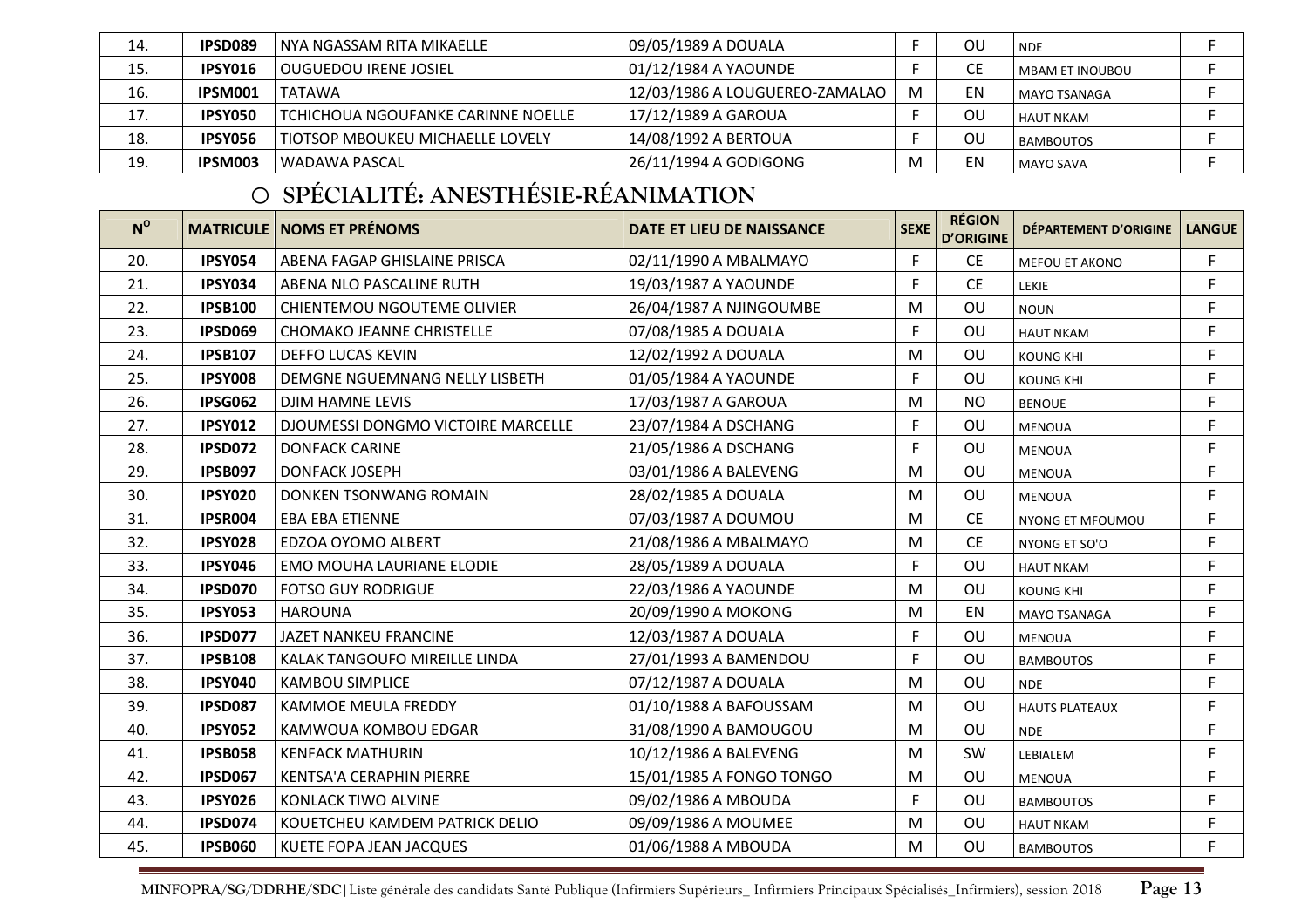| 14. | IPSD089 | NYA NGASSAM RITA MIKAELLE | 09/05/1989 A DOUALA | F | OU | NDE | F |
|---|---|---|---|---|---|---|---|
| 15. | IPSY016 | OUGUEDOU IRENE JOSIEL | 01/12/1984 A YAOUNDE | F | CE | MBAM ET INOUBOU | F |
| 16. | IPSM001 | TATAWA | 12/03/1986 A LOUGUEREO-ZAMALAO | M | EN | MAYO TSANAGA | F |
| 17. | IPSY050 | TCHICHOUA NGOUFANKE CARINNE NOELLE | 17/12/1989 A GAROUA | F | OU | HAUT NKAM | F |
| 18. | IPSY056 | TIOTSOP MBOUKEU MICHAELLE LOVELY | 14/08/1992 A BERTOUA | F | OU | BAMBOUTOS | F |
| 19. | IPSM003 | WADAWA PASCAL | 26/11/1994 A GODIGONG | M | EN | MAYO SAVA | F |

## SPÉCIALITÉ: ANESTHÉSIE-RÉANIMATION

| N° | MATRICULE | NOMS ET PRÉNOMS | DATE ET LIEU DE NAISSANCE | SEXE | RÉGION D'ORIGINE | DÉPARTEMENT D'ORIGINE | LANGUE |
|---|---|---|---|---|---|---|---|
| 20. | IPSY054 | ABENA FAGAP GHISLAINE PRISCA | 02/11/1990 A MBALMAYO | F | CE | MEFOU ET AKONO | F |
| 21. | IPSY034 | ABENA NLO PASCALINE RUTH | 19/03/1987 A YAOUNDE | F | CE | LEKIE | F |
| 22. | IPSB100 | CHIENTEMOU NGOUTEME OLIVIER | 26/04/1987 A NJINGOUMBE | M | OU | NOUN | F |
| 23. | IPSD069 | CHOMAKO JEANNE CHRISTELLE | 07/08/1985 A DOUALA | F | OU | HAUT NKAM | F |
| 24. | IPSB107 | DEFFO LUCAS KEVIN | 12/02/1992 A DOUALA | M | OU | KOUNG KHI | F |
| 25. | IPSY008 | DEMGNE NGUEMNANG NELLY LISBETH | 01/05/1984 A YAOUNDE | F | OU | KOUNG KHI | F |
| 26. | IPSG062 | DJIM HAMNE LEVIS | 17/03/1987 A GAROUA | M | NO | BENOUE | F |
| 27. | IPSY012 | DJOUMESSI DONGMO VICTOIRE MARCELLE | 23/07/1984 A DSCHANG | F | OU | MENOUA | F |
| 28. | IPSD072 | DONFACK CARINE | 21/05/1986 A DSCHANG | F | OU | MENOUA | F |
| 29. | IPSB097 | DONFACK JOSEPH | 03/01/1986 A BALEVENG | M | OU | MENOUA | F |
| 30. | IPSY020 | DONKEN TSONWANG ROMAIN | 28/02/1985 A DOUALA | M | OU | MENOUA | F |
| 31. | IPSR004 | EBA EBA ETIENNE | 07/03/1987 A DOUMOU | M | CE | NYONG ET MFOUMOU | F |
| 32. | IPSY028 | EDZOA OYOMO ALBERT | 21/08/1986 A MBALMAYO | M | CE | NYONG ET SO'O | F |
| 33. | IPSY046 | EMO MOUHA LAURIANE ELODIE | 28/05/1989 A DOUALA | F | OU | HAUT NKAM | F |
| 34. | IPSD070 | FOTSO GUY RODRIGUE | 22/03/1986 A YAOUNDE | M | OU | KOUNG KHI | F |
| 35. | IPSY053 | HAROUNA | 20/09/1990 A MOKONG | M | EN | MAYO TSANAGA | F |
| 36. | IPSD077 | JAZET NANKEU FRANCINE | 12/03/1987 A DOUALA | F | OU | MENOUA | F |
| 37. | IPSB108 | KALAK TANGOUFO MIREILLE LINDA | 27/01/1993 A BAMENDOU | F | OU | BAMBOUTOS | F |
| 38. | IPSY040 | KAMBOU SIMPLICE | 07/12/1987 A DOUALA | M | OU | NDE | F |
| 39. | IPSD087 | KAMMOE MEULA FREDDY | 01/10/1988 A BAFOUSSAM | M | OU | HAUTS PLATEAUX | F |
| 40. | IPSY052 | KAMWOUA KOMBOU EDGAR | 31/08/1990 A BAMOUGOU | M | OU | NDE | F |
| 41. | IPSB058 | KENFACK MATHURIN | 10/12/1986 A BALEVENG | M | SW | LEBIALEM | F |
| 42. | IPSD067 | KENTSA'A CERAPHIN PIERRE | 15/01/1985 A FONGO TONGO | M | OU | MENOUA | F |
| 43. | IPSY026 | KONLACK TIWO ALVINE | 09/02/1986 A MBOUDA | F | OU | BAMBOUTOS | F |
| 44. | IPSD074 | KOUETCHEU KAMDEM PATRICK DELIO | 09/09/1986 A MOUMEE | M | OU | HAUT NKAM | F |
| 45. | IPSB060 | KUETE FOPA JEAN JACQUES | 01/06/1988 A MBOUDA | M | OU | BAMBOUTOS | F |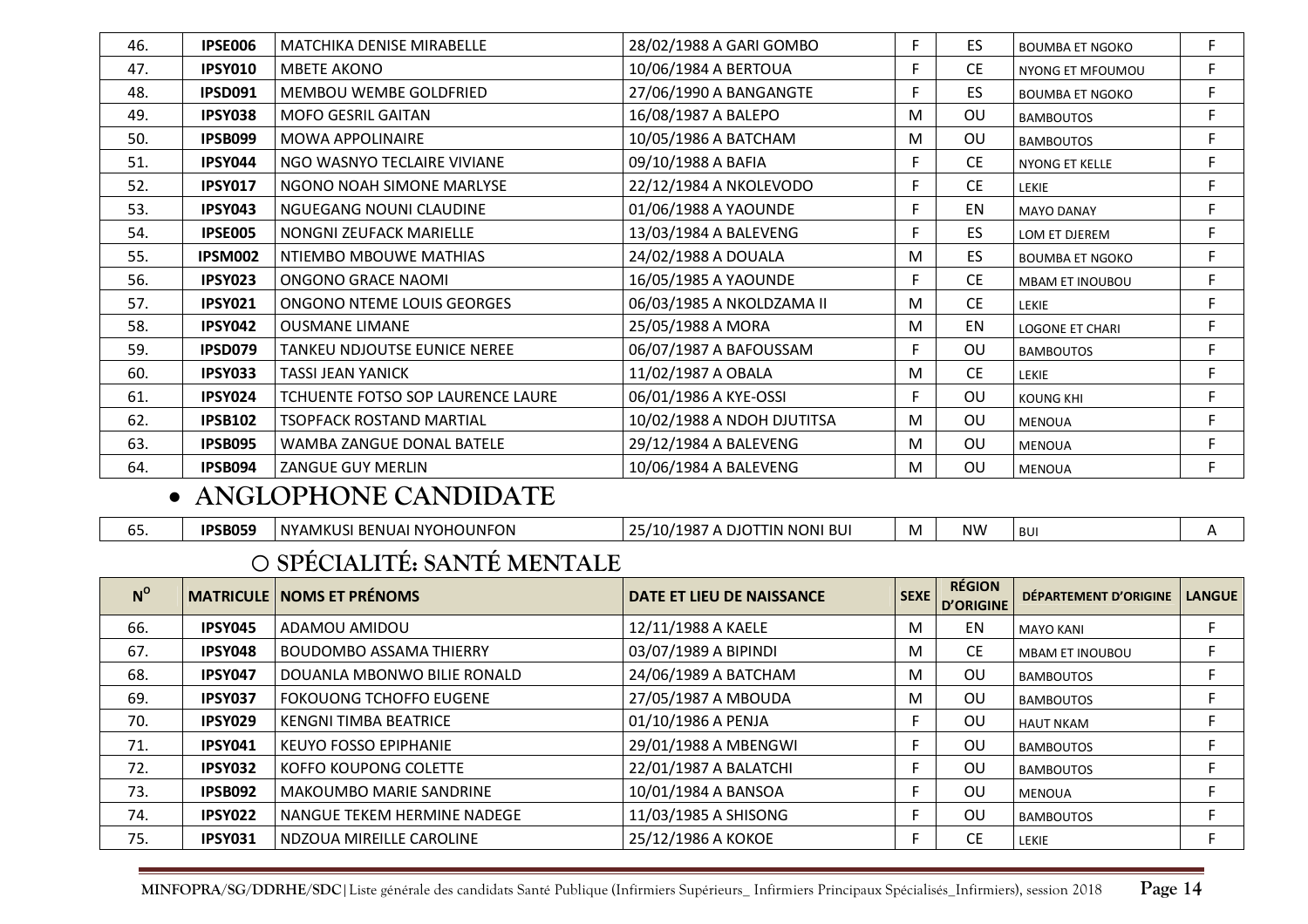| 46. | **IPSE006** | MATCHIKA DENISE MIRABELLE | 28/02/1988 A GARI GOMBO | F | ES | BOUMBA ET NGOKO | F |
|---|---|---|---|---|---|---|---|
| 47. | **IPSY010** | MBETE AKONO | 10/06/1984 A BERTOUA | F | CE | NYONG ET MFOUMOU | F |
| 48. | **IPSD091** | MEMBOU WEMBE GOLDFRIED | 27/06/1990 A BANGANGTE | F | ES | BOUMBA ET NGOKO | F |
| 49. | **IPSY038** | MOFO GESRIL GAITAN | 16/08/1987 A BALEPO | M | OU | BAMBOUTOS | F |
| 50. | **IPSB099** | MOWA APPOLINAIRE | 10/05/1986 A BATCHAM | M | OU | BAMBOUTOS | F |
| 51. | **IPSY044** | NGO WASNYO TECLAIRE VIVIANE | 09/10/1988 A BAFIA | F | CE | NYONG ET KELLE | F |
| 52. | **IPSY017** | NGONO NOAH SIMONE MARLYSE | 22/12/1984 A NKOLEVODO | F | CE | LEKIE | F |
| 53. | **IPSY043** | NGUEGANG NOUNI CLAUDINE | 01/06/1988 A YAOUNDE | F | EN | MAYO DANAY | F |
| 54. | **IPSE005** | NONGNI ZEUFACK MARIELLE | 13/03/1984 A BALEVENG | F | ES | LOM ET DJEREM | F |
| 55. | **IPSM002** | NTIEMBO MBOUWE MATHIAS | 24/02/1988 A DOUALA | M | ES | BOUMBA ET NGOKO | F |
| 56. | **IPSY023** | ONGONO GRACE NAOMI | 16/05/1985 A YAOUNDE | F | CE | MBAM ET INOUBOU | F |
| 57. | **IPSY021** | ONGONO NTEME LOUIS GEORGES | 06/03/1985 A NKOLDZAMA II | M | CE | LEKIE | F |
| 58. | **IPSY042** | OUSMANE LIMANE | 25/05/1988 A MORA | M | EN | LOGONE ET CHARI | F |
| 59. | **IPSD079** | TANKEU NDJOUTSE EUNICE NEREE | 06/07/1987 A BAFOUSSAM | F | OU | BAMBOUTOS | F |
| 60. | **IPSY033** | TASSI JEAN YANICK | 11/02/1987 A OBALA | M | CE | LEKIE | F |
| 61. | **IPSY024** | TCHUENTE FOTSO SOP LAURENCE LAURE | 06/01/1986 A KYE-OSSI | F | OU | KOUNG KHI | F |
| 62. | **IPSB102** | TSOPFACK ROSTAND MARTIAL | 10/02/1988 A NDOH DJUTITSA | M | OU | MENOUA | F |
| 63. | **IPSB095** | WAMBA ZANGUE DONAL BATELE | 29/12/1984 A BALEVENG | M | OU | MENOUA | F |
| 64. | **IPSB094** | ZANGUE GUY MERLIN | 10/06/1984 A BALEVENG | M | OU | MENOUA | F |

- **ANGLOPHONE CANDIDATE**

| 65. | **IPSB059** | NYAMKUSI BENUAI NYOHOUNFON | 25/10/1987 A DJOTTIN NONI BUI | M | NW | BUI | A |
|---|---|---|---|---|---|---|---|

- **SPÉCIALITÉ: SANTÉ MENTALE**

| N° | MATRICULE | NOMS ET PRÉNOMS | DATE ET LIEU DE NAISSANCE | SEXE | RÉGION D'ORIGINE | DÉPARTEMENT D'ORIGINE | LANGUE |
|---|---|---|---|---|---|---|---|
| 66. | **IPSY045** | ADAMOU AMIDOU | 12/11/1988 A KAELE | M | EN | MAYO KANI | F |
| 67. | **IPSY048** | BOUDOMBO ASSAMA THIERRY | 03/07/1989 A BIPINDI | M | CE | MBAM ET INOUBOU | F |
| 68. | **IPSY047** | DOUANLA MBONWO BILIE RONALD | 24/06/1989 A BATCHAM | M | OU | BAMBOUTOS | F |
| 69. | **IPSY037** | FOKOUONG TCHOFFO EUGENE | 27/05/1987 A MBOUDA | M | OU | BAMBOUTOS | F |
| 70. | **IPSY029** | KENGNI TIMBA BEATRICE | 01/10/1986 A PENJA | F | OU | HAUT NKAM | F |
| 71. | **IPSY041** | KEUYO FOSSO EPIPHANIE | 29/01/1988 A MBENGWI | F | OU | BAMBOUTOS | F |
| 72. | **IPSY032** | KOFFO KOUPONG COLETTE | 22/01/1987 A BALATCHI | F | OU | BAMBOUTOS | F |
| 73. | **IPSB092** | MAKOUMBO MARIE SANDRINE | 10/01/1984 A BANSOA | F | OU | MENOUA | F |
| 74. | **IPSY022** | NANGUE TEKEM HERMINE NADEGE | 11/03/1985 A SHISONG | F | OU | BAMBOUTOS | F |
| 75. | **IPSY031** | NDZOUA MIREILLE CAROLINE | 25/12/1986 A KOKOE | F | CE | LEKIE | F |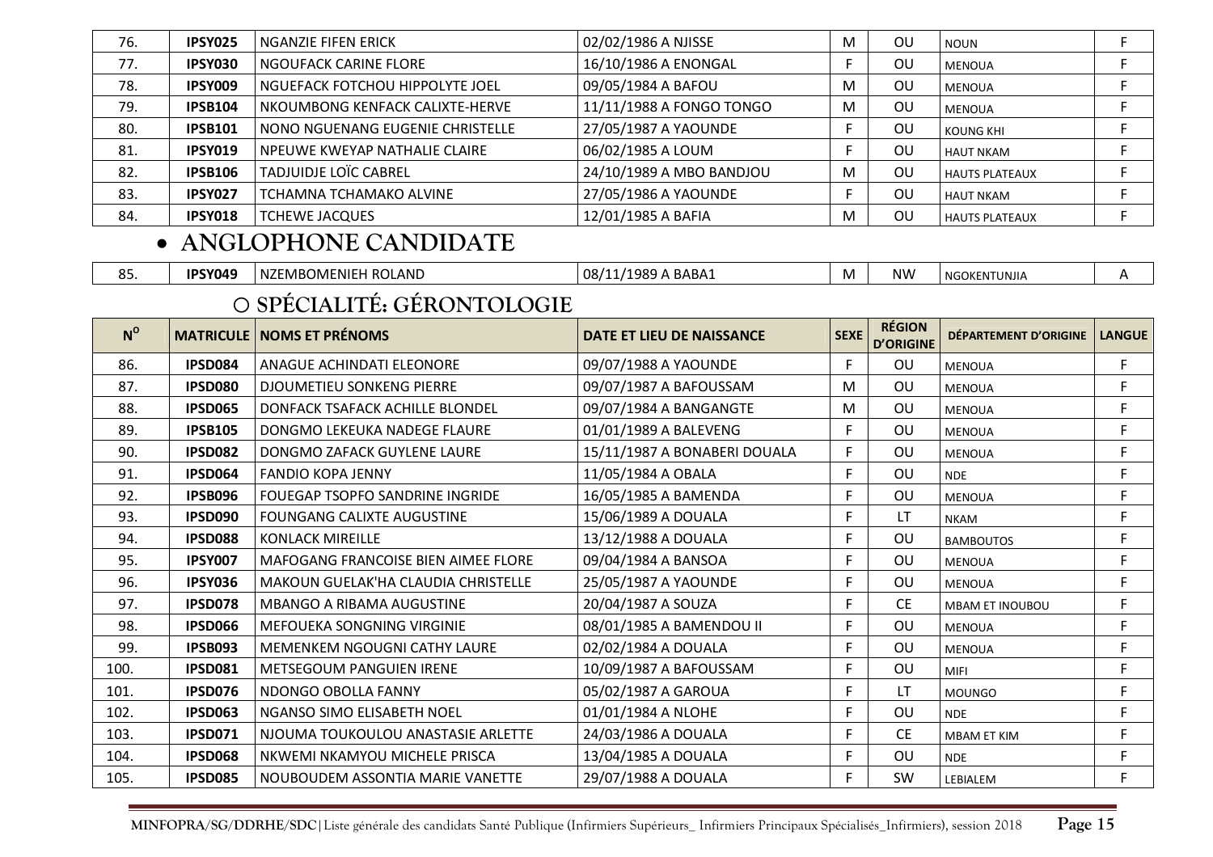| N° | MATRICULE | NOMS ET PRÉNOMS | DATE ET LIEU DE NAISSANCE | SEXE | RÉGION D'ORIGINE | DÉPARTEMENT D'ORIGINE | LANGUE |
|---|---|---|---|---|---|---|---|
| 76. | **IPSY025** | NGANZIE FIFEN ERICK | 02/02/1986 A NJISSE | M | OU | NOUN | F |
| 77. | **IPSY030** | NGOUFACK CARINE FLORE | 16/10/1986 A ENONGAL | F | OU | MENOUA | F |
| 78. | **IPSY009** | NGUEFACK FOTCHOU HIPPOLYTE JOEL | 09/05/1984 A BAFOU | M | OU | MENOUA | F |
| 79. | **IPSB104** | NKOUMBONG KENFACK CALIXTE-HERVE | 11/11/1988 A FONGO TONGO | M | OU | MENOUA | F |
| 80. | **IPSB101** | NONO NGUENANG EUGENIE CHRISTELLE | 27/05/1987 A YAOUNDE | F | OU | KOUNG KHI | F |
| 81. | **IPSY019** | NPEUWE KWEYAP NATHALIE CLAIRE | 06/02/1985 A LOUM | F | OU | HAUT NKAM | F |
| 82. | **IPSB106** | TADJUIDJE LOÏC CABREL | 24/10/1989 A MBO BANDJOU | M | OU | HAUTS PLATEAUX | F |
| 83. | **IPSY027** | TCHAMNA TCHAMAKO ALVINE | 27/05/1986 A YAOUNDE | F | OU | HAUT NKAM | F |
| 84. | **IPSY018** | TCHEWE JACQUES | 12/01/1985 A BAFIA | M | OU | HAUTS PLATEAUX | F |

- **ANGLOPHONE CANDIDATE**

| N° | MATRICULE | NOMS ET PRÉNOMS | DATE ET LIEU DE NAISSANCE | SEXE | RÉGION D'ORIGINE | DÉPARTEMENT D'ORIGINE | LANGUE |
|---|---|---|---|---|---|---|---|
| 85. | **IPSY049** | NZEMBOMENIEH ROLAND | 08/11/1989 A BABA1 | M | NW | NGOKENTUNJIA | A |

## ○ SPÉCIALITÉ: GÉRONTOLOGIE

| N° | MATRICULE | NOMS ET PRÉNOMS | DATE ET LIEU DE NAISSANCE | SEXE | RÉGION D'ORIGINE | DÉPARTEMENT D'ORIGINE | LANGUE |
|---|---|---|---|---|---|---|---|
| 86. | **IPSD084** | ANAGUE ACHINDATI ELEONORE | 09/07/1988 A YAOUNDE | F | OU | MENOUA | F |
| 87. | **IPSD080** | DJOUMETIEU SONKENG PIERRE | 09/07/1987 A BAFOUSSAM | M | OU | MENOUA | F |
| 88. | **IPSD065** | DONFACK TSAFACK ACHILLE BLONDEL | 09/07/1984 A BANGANGTE | M | OU | MENOUA | F |
| 89. | **IPSB105** | DONGMO LEKEUKA NADEGE FLAURE | 01/01/1989 A BALEVENG | F | OU | MENOUA | F |
| 90. | **IPSD082** | DONGMO ZAFACK GUYLENE LAURE | 15/11/1987 A BONABERI DOUALA | F | OU | MENOUA | F |
| 91. | **IPSD064** | FANDIO KOPA JENNY | 11/05/1984 A OBALA | F | OU | NDE | F |
| 92. | **IPSB096** | FOUEGAP TSOPFO SANDRINE INGRIDE | 16/05/1985 A BAMENDA | F | OU | MENOUA | F |
| 93. | **IPSD090** | FOUNGANG CALIXTE AUGUSTINE | 15/06/1989 A DOUALA | F | LT | NKAM | F |
| 94. | **IPSD088** | KONLACK MIREILLE | 13/12/1988 A DOUALA | F | OU | BAMBOUTOS | F |
| 95. | **IPSY007** | MAFOGANG FRANCOISE BIEN AIMEE FLORE | 09/04/1984 A BANSOA | F | OU | MENOUA | F |
| 96. | **IPSY036** | MAKOUN GUELAK'HA CLAUDIA CHRISTELLE | 25/05/1987 A YAOUNDE | F | OU | MENOUA | F |
| 97. | **IPSD078** | MBANGO A RIBAMA AUGUSTINE | 20/04/1987 A SOUZA | F | CE | MBAM ET INOUBOU | F |
| 98. | **IPSD066** | MEFOUEKA SONGNING VIRGINIE | 08/01/1985 A BAMENDOU II | F | OU | MENOUA | F |
| 99. | **IPSB093** | MEMENKEM NGOUGNI CATHY LAURE | 02/02/1984 A DOUALA | F | OU | MENOUA | F |
| 100. | **IPSD081** | METSEGOUM PANGUIEN IRENE | 10/09/1987 A BAFOUSSAM | F | OU | MIFI | F |
| 101. | **IPSD076** | NDONGO OBOLLA FANNY | 05/02/1987 A GAROUA | F | LT | MOUNGO | F |
| 102. | **IPSD063** | NGANSO SIMO ELISABETH NOEL | 01/01/1984 A NLOHE | F | OU | NDE | F |
| 103. | **IPSD071** | NJOUMA TOUKOULOU ANASTASIE ARLETTE | 24/03/1986 A DOUALA | F | CE | MBAM ET KIM | F |
| 104. | **IPSD068** | NKWEMI NKAMYOU MICHELE PRISCA | 13/04/1985 A DOUALA | F | OU | NDE | F |
| 105. | **IPSD085** | NOUBOUDEM ASSONTIA MARIE VANETTE | 29/07/1988 A DOUALA | F | SW | LEBIALEM | F |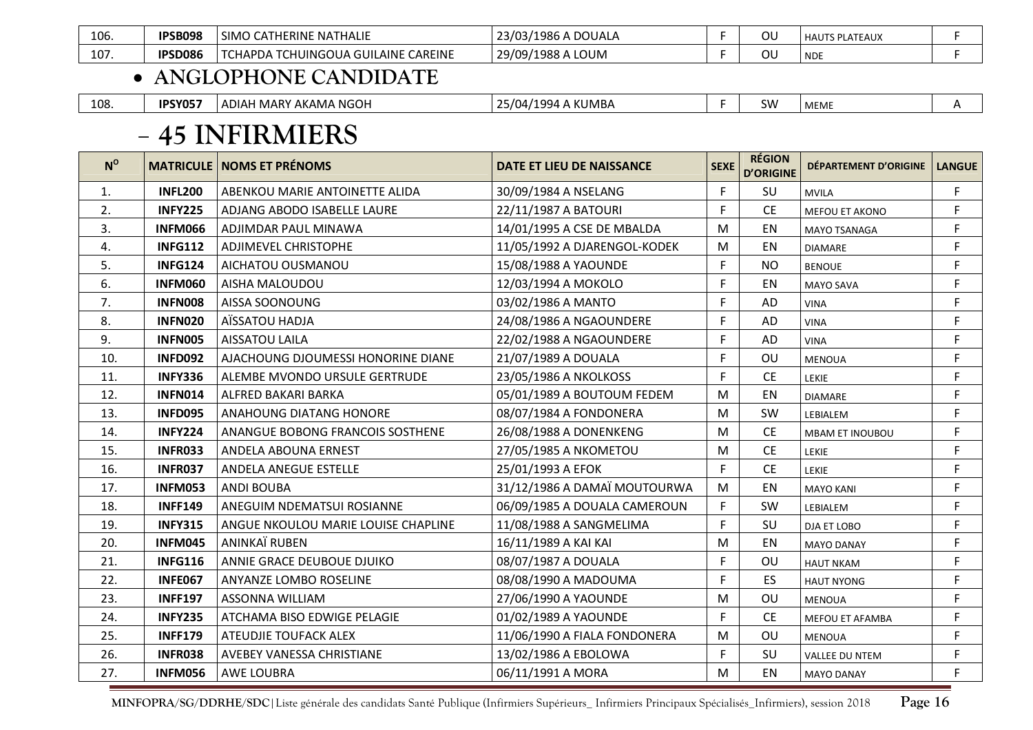| 106. | IPSB098 | SIMO CATHERINE NATHALIE | 23/03/1986 A DOUALA | F | OU | HAUTS PLATEAUX | F |
|---|---|---|---|---|---|---|---|
| 107. | IPSD086 | TCHAPDA TCHUINGOUA GUILAINE CAREINE | 29/09/1988 A LOUM | F | OU | NDE | F |

- **ANGLOPHONE CANDIDATE**

| 108. | IPSY057 | ADIAH MARY AKAMA NGOH | 25/04/1994 A KUMBA | F | SW | MEME | A |
|---|---|---|---|---|---|---|---|

## – 45 INFIRMIERS

| N° | MATRICULE | NOMS ET PRÉNOMS | DATE ET LIEU DE NAISSANCE | SEXE | RÉGION D'ORIGINE | DÉPARTEMENT D'ORIGINE | LANGUE |
|---|---|---|---|---|---|---|---|
| 1. | INFL200 | ABENKOU MARIE ANTOINETTE ALIDA | 30/09/1984 A NSELANG | F | SU | MVILA | F |
| 2. | INFY225 | ADJANG ABODO ISABELLE LAURE | 22/11/1987 A BATOURI | F | CE | MEFOU ET AKONO | F |
| 3. | INFM066 | ADJIMDAR PAUL MINAWA | 14/01/1995 A CSE DE MBALDA | M | EN | MAYO TSANAGA | F |
| 4. | INFG112 | ADJIMEVEL CHRISTOPHE | 11/05/1992 A DJARENGOL-KODEK | M | EN | DIAMARE | F |
| 5. | INFG124 | AICHATOU OUSMANOU | 15/08/1988 A YAOUNDE | F | NO | BENOUE | F |
| 6. | INFM060 | AISHA MALOUDOU | 12/03/1994 A MOKOLO | F | EN | MAYO SAVA | F |
| 7. | INFN008 | AISSA SOONOUNG | 03/02/1986 A MANTO | F | AD | VINA | F |
| 8. | INFN020 | AÏSSATOU HADJA | 24/08/1986 A NGAOUNDERE | F | AD | VINA | F |
| 9. | INFN005 | AISSATOU LAILA | 22/02/1988 A NGAOUNDERE | F | AD | VINA | F |
| 10. | INFD092 | AJACHOUNG DJOUMESSI HONORINE DIANE | 21/07/1989 A DOUALA | F | OU | MENOUA | F |
| 11. | INFY336 | ALEMBE MVONDO URSULE GERTRUDE | 23/05/1986 A NKOLKOSS | F | CE | LEKIE | F |
| 12. | INFN014 | ALFRED BAKARI BARKA | 05/01/1989 A BOUTOUM FEDEM | M | EN | DIAMARE | F |
| 13. | INFD095 | ANAHOUNG DIATANG HONORE | 08/07/1984 A FONDONERA | M | SW | LEBIALEM | F |
| 14. | INFY224 | ANANGUE BOBONG FRANCOIS SOSTHENE | 26/08/1988 A DONENKENG | M | CE | MBAM ET INOUBOU | F |
| 15. | INFR033 | ANDELA ABOUNA ERNEST | 27/05/1985 A NKOMETOU | M | CE | LEKIE | F |
| 16. | INFR037 | ANDELA ANEGUE ESTELLE | 25/01/1993 A EFOK | F | CE | LEKIE | F |
| 17. | INFM053 | ANDI BOUBA | 31/12/1986 A DAMAÏ MOUTOURWA | M | EN | MAYO KANI | F |
| 18. | INFF149 | ANEGUIM NDEMATSUI ROSIANNE | 06/09/1985 A DOUALA CAMEROUN | F | SW | LEBIALEM | F |
| 19. | INFY315 | ANGUE NKOULOU MARIE LOUISE CHAPLINE | 11/08/1988 A SANGMELIMA | F | SU | DJA ET LOBO | F |
| 20. | INFM045 | ANINKAÏ RUBEN | 16/11/1989 A KAI KAI | M | EN | MAYO DANAY | F |
| 21. | INFG116 | ANNIE GRACE DEUBOUE DJUIKO | 08/07/1987 A DOUALA | F | OU | HAUT NKAM | F |
| 22. | INFE067 | ANYANZE LOMBO ROSELINE | 08/08/1990 A MADOUMA | F | ES | HAUT NYONG | F |
| 23. | INFF197 | ASSONNA WILLIAM | 27/06/1990 A YAOUNDE | M | OU | MENOUA | F |
| 24. | INFY235 | ATCHAMA BISO EDWIGE PELAGIE | 01/02/1989 A YAOUNDE | F | CE | MEFOU ET AFAMBA | F |
| 25. | INFF179 | ATEUDJIE TOUFACK ALEX | 11/06/1990 A FIALA FONDONERA | M | OU | MENOUA | F |
| 26. | INFR038 | AVEBEY VANESSA CHRISTIANE | 13/02/1986 A EBOLOWA | F | SU | VALLEE DU NTEM | F |
| 27. | INFM056 | AWE LOUBRA | 06/11/1991 A MORA | M | EN | MAYO DANAY | F |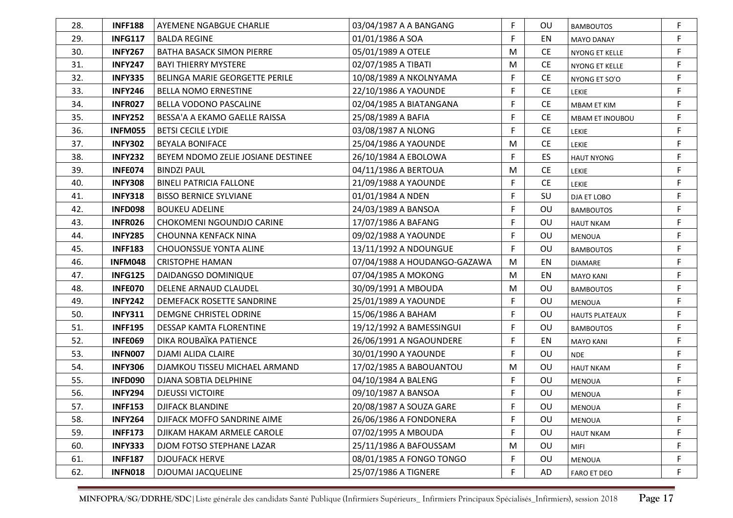| | | | | | | | |
|---|---|---|---|---|---|---|---|
| 28. | **INFF188** | AYEMENE NGABGUE CHARLIE | 03/04/1987 A A BANGANG | F | OU | BAMBOUTOS | F |
| 29. | **INFG117** | BALDA REGINE | 01/01/1986 A SOA | F | EN | MAYO DANAY | F |
| 30. | **INFY267** | BATHA BASACK SIMON PIERRE | 05/01/1989 A OTELE | M | CE | NYONG ET KELLE | F |
| 31. | **INFY247** | BAYI THIERRY MYSTERE | 02/07/1985 A TIBATI | M | CE | NYONG ET KELLE | F |
| 32. | **INFY335** | BELINGA MARIE GEORGETTE PERILE | 10/08/1989 A NKOLNYAMA | F | CE | NYONG ET SO'O | F |
| 33. | **INFY246** | BELLA NOMO ERNESTINE | 22/10/1986 A YAOUNDE | F | CE | LEKIE | F |
| 34. | **INFR027** | BELLA VODONO PASCALINE | 02/04/1985 A BIATANGANA | F | CE | MBAM ET KIM | F |
| 35. | **INFY252** | BESSA'A A EKAMO GAELLE RAISSA | 25/08/1989 A BAFIA | F | CE | MBAM ET INOUBOU | F |
| 36. | **INFM055** | BETSI CECILE LYDIE | 03/08/1987 A NLONG | F | CE | LEKIE | F |
| 37. | **INFY302** | BEYALA BONIFACE | 25/04/1986 A YAOUNDE | M | CE | LEKIE | F |
| 38. | **INFY232** | BEYEM NDOMO ZELIE JOSIANE DESTINEE | 26/10/1984 A EBOLOWA | F | ES | HAUT NYONG | F |
| 39. | **INFE074** | BINDZI PAUL | 04/11/1986 A BERTOUA | M | CE | LEKIE | F |
| 40. | **INFY308** | BINELI PATRICIA FALLONE | 21/09/1988 A YAOUNDE | F | CE | LEKIE | F |
| 41. | **INFY318** | BISSO BERNICE SYLVIANE | 01/01/1984 A NDEN | F | SU | DJA ET LOBO | F |
| 42. | **INFD098** | BOUKEU ADELINE | 24/03/1989 A BANSOA | F | OU | BAMBOUTOS | F |
| 43. | **INFR026** | CHOKOMENI NGOUNDJO CARINE | 17/07/1986 A BAFANG | F | OU | HAUT NKAM | F |
| 44. | **INFY285** | CHOUNNA KENFACK NINA | 09/02/1988 A YAOUNDE | F | OU | MENOUA | F |
| 45. | **INFF183** | CHOUONSSUE YONTA ALINE | 13/11/1992 A NDOUNGUE | F | OU | BAMBOUTOS | F |
| 46. | **INFM048** | CRISTOPHE HAMAN | 07/04/1988 A HOUDANGO-GAZAWA | M | EN | DIAMARE | F |
| 47. | **INFG125** | DAIDANGSO DOMINIQUE | 07/04/1985 A MOKONG | M | EN | MAYO KANI | F |
| 48. | **INFE070** | DELENE ARNAUD CLAUDEL | 30/09/1991 A MBOUDA | M | OU | BAMBOUTOS | F |
| 49. | **INFY242** | DEMEFACK ROSETTE SANDRINE | 25/01/1989 A YAOUNDE | F | OU | MENOUA | F |
| 50. | **INFY311** | DEMGNE CHRISTEL ODRINE | 15/06/1986 A BAHAM | F | OU | HAUTS PLATEAUX | F |
| 51. | **INFF195** | DESSAP KAMTA FLORENTINE | 19/12/1992 A BAMESSINGUI | F | OU | BAMBOUTOS | F |
| 52. | **INFE069** | DIKA ROUBAÏKA PATIENCE | 26/06/1991 A NGAOUNDERE | F | EN | MAYO KANI | F |
| 53. | **INFN007** | DJAMI ALIDA CLAIRE | 30/01/1990 A YAOUNDE | F | OU | NDE | F |
| 54. | **INFY306** | DJAMKOU TISSEU MICHAEL ARMAND | 17/02/1985 A BABOUANTOU | M | OU | HAUT NKAM | F |
| 55. | **INFD090** | DJANA SOBTIA DELPHINE | 04/10/1984 A BALENG | F | OU | MENOUA | F |
| 56. | **INFY294** | DJEUSSI VICTOIRE | 09/10/1987 A BANSOA | F | OU | MENOUA | F |
| 57. | **INFF153** | DJIFACK BLANDINE | 20/08/1987 A SOUZA GARE | F | OU | MENOUA | F |
| 58. | **INFY264** | DJIFACK MOFFO SANDRINE AIME | 26/06/1986 A FONDONERA | F | OU | MENOUA | F |
| 59. | **INFF173** | DJIKAM HAKAM ARMELE CAROLE | 07/02/1995 A MBOUDA | F | OU | HAUT NKAM | F |
| 60. | **INFY333** | DJOM FOTSO STEPHANE LAZAR | 25/11/1986 A BAFOUSSAM | M | OU | MIFI | F |
| 61. | **INFF187** | DJOUFACK HERVE | 08/01/1985 A FONGO TONGO | F | OU | MENOUA | F |
| 62. | **INFN018** | DJOUMAI JACQUELINE | 25/07/1986 A TIGNERE | F | AD | FARO ET DEO | F |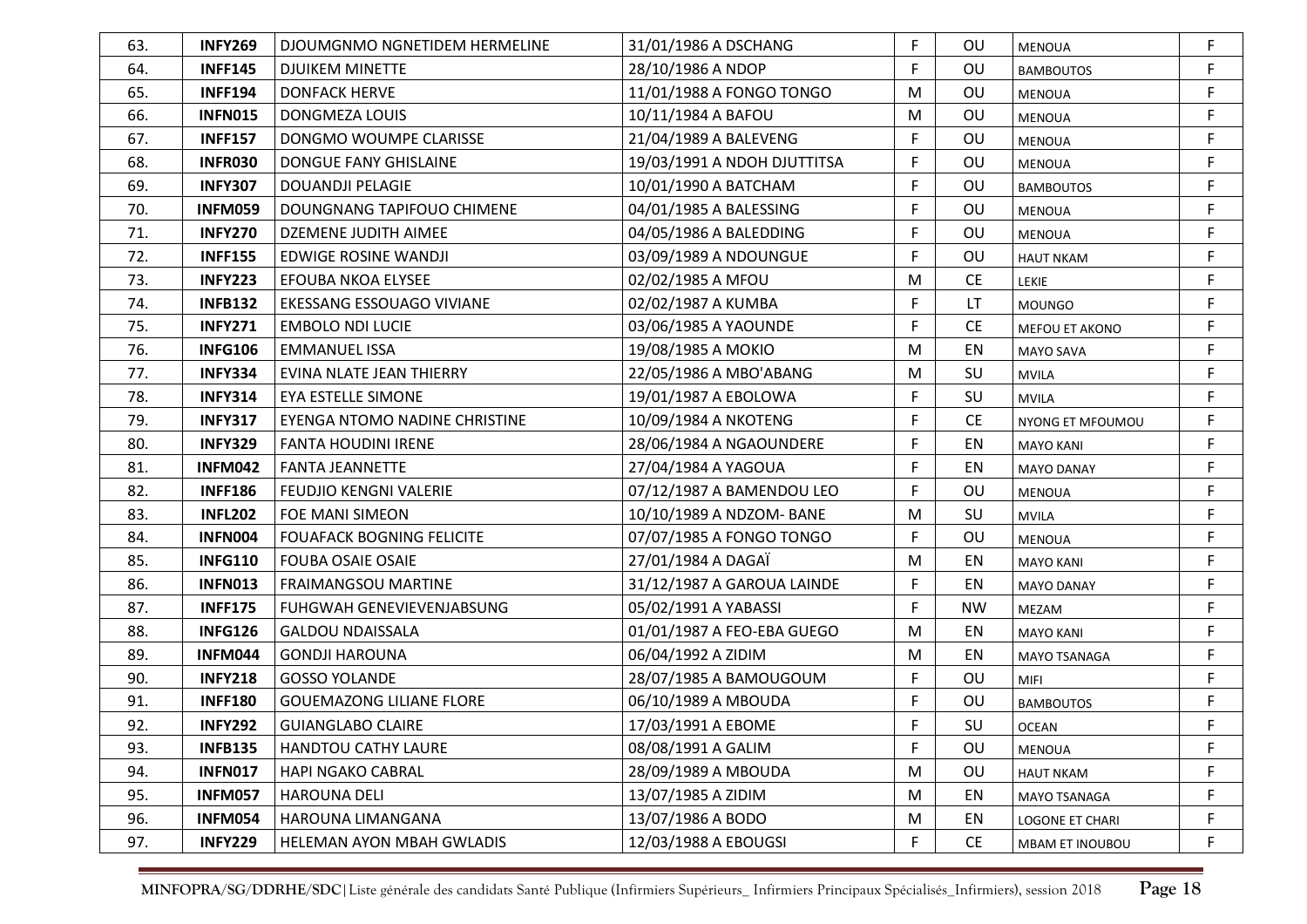| 63. | **INFY269** | DJOUMGNMO NGNETIDEM HERMELINE | 31/01/1986 A DSCHANG | F | OU | MENOUA | F |
|---|---|---|---|---|---|---|---|
| 64. | **INFF145** | DJUIKEM MINETTE | 28/10/1986 A NDOP | F | OU | BAMBOUTOS | F |
| 65. | **INFF194** | DONFACK HERVE | 11/01/1988 A FONGO TONGO | M | OU | MENOUA | F |
| 66. | **INFN015** | DONGMEZA LOUIS | 10/11/1984 A BAFOU | M | OU | MENOUA | F |
| 67. | **INFF157** | DONGMO WOUMPE CLARISSE | 21/04/1989 A BALEVENG | F | OU | MENOUA | F |
| 68. | **INFR030** | DONGUE FANY GHISLAINE | 19/03/1991 A NDOH DJUTTITSA | F | OU | MENOUA | F |
| 69. | **INFY307** | DOUANDJI PELAGIE | 10/01/1990 A BATCHAM | F | OU | BAMBOUTOS | F |
| 70. | **INFM059** | DOUNGNANG TAPIFOUO CHIMENE | 04/01/1985 A BALESSING | F | OU | MENOUA | F |
| 71. | **INFY270** | DZEMENE JUDITH AIMEE | 04/05/1986 A BALEDDING | F | OU | MENOUA | F |
| 72. | **INFF155** | EDWIGE ROSINE WANDJI | 03/09/1989 A NDOUNGUE | F | OU | HAUT NKAM | F |
| 73. | **INFY223** | EFOUBA NKOA ELYSEE | 02/02/1985 A MFOU | M | CE | LEKIE | F |
| 74. | **INFB132** | EKESSANG ESSOUAGO VIVIANE | 02/02/1987 A KUMBA | F | LT | MOUNGO | F |
| 75. | **INFY271** | EMBOLO NDI LUCIE | 03/06/1985 A YAOUNDE | F | CE | MEFOU ET AKONO | F |
| 76. | **INFG106** | EMMANUEL ISSA | 19/08/1985 A MOKIO | M | EN | MAYO SAVA | F |
| 77. | **INFY334** | EVINA NLATE JEAN THIERRY | 22/05/1986 A MBO'ABANG | M | SU | MVILA | F |
| 78. | **INFY314** | EYA ESTELLE SIMONE | 19/01/1987 A EBOLOWA | F | SU | MVILA | F |
| 79. | **INFY317** | EYENGA NTOMO NADINE CHRISTINE | 10/09/1984 A NKOTENG | F | CE | NYONG ET MFOUMOU | F |
| 80. | **INFY329** | FANTA HOUDINI IRENE | 28/06/1984 A NGAOUNDERE | F | EN | MAYO KANI | F |
| 81. | **INFM042** | FANTA JEANNETTE | 27/04/1984 A YAGOUA | F | EN | MAYO DANAY | F |
| 82. | **INFF186** | FEUDJIO KENGNI VALERIE | 07/12/1987 A BAMENDOU LEO | F | OU | MENOUA | F |
| 83. | **INFL202** | FOE MANI SIMEON | 10/10/1989 A NDZOM- BANE | M | SU | MVILA | F |
| 84. | **INFN004** | FOUAFACK BOGNING FELICITE | 07/07/1985 A FONGO TONGO | F | OU | MENOUA | F |
| 85. | **INFG110** | FOUBA OSAIE OSAIE | 27/01/1984 A DAGAÏ | M | EN | MAYO KANI | F |
| 86. | **INFN013** | FRAIMANGSOU MARTINE | 31/12/1987 A GAROUA LAINDE | F | EN | MAYO DANAY | F |
| 87. | **INFF175** | FUHGWAH GENEVIEVENJABSUNG | 05/02/1991 A YABASSI | F | NW | MEZAM | F |
| 88. | **INFG126** | GALDOU NDAISSALA | 01/01/1987 A FEO-EBA GUEGO | M | EN | MAYO KANI | F |
| 89. | **INFM044** | GONDJI HAROUNA | 06/04/1992 A ZIDIM | M | EN | MAYO TSANAGA | F |
| 90. | **INFY218** | GOSSO YOLANDE | 28/07/1985 A BAMOUGOUM | F | OU | MIFI | F |
| 91. | **INFF180** | GOUEMAZONG LILIANE FLORE | 06/10/1989 A MBOUDA | F | OU | BAMBOUTOS | F |
| 92. | **INFY292** | GUIANGLABO CLAIRE | 17/03/1991 A EBOME | F | SU | OCEAN | F |
| 93. | **INFB135** | HANDTOU CATHY LAURE | 08/08/1991 A GALIM | F | OU | MENOUA | F |
| 94. | **INFN017** | HAPI NGAKO CABRAL | 28/09/1989 A MBOUDA | M | OU | HAUT NKAM | F |
| 95. | **INFM057** | HAROUNA DELI | 13/07/1985 A ZIDIM | M | EN | MAYO TSANAGA | F |
| 96. | **INFM054** | HAROUNA LIMANGANA | 13/07/1986 A BODO | M | EN | LOGONE ET CHARI | F |
| 97. | **INFY229** | HELEMAN AYON MBAH GWLADIS | 12/03/1988 A EBOUGSI | F | CE | MBAM ET INOUBOU | F |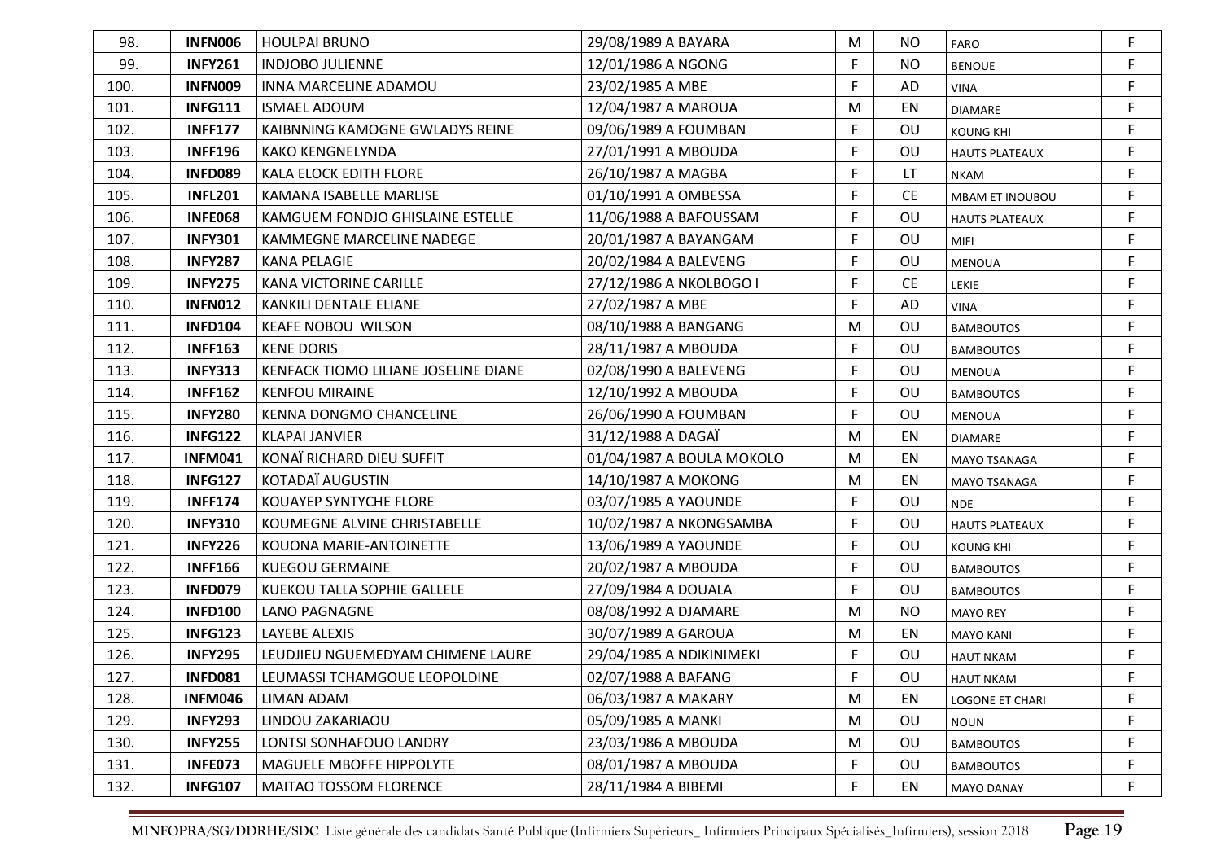| 98. | **INFN006** | HOULPAI BRUNO | 29/08/1989 A BAYARA | M | NO | FARO | F |
|---|---|---|---|---|---|---|---|
| 99. | **INFY261** | INDJOBO JULIENNE | 12/01/1986 A NGONG | F | NO | BENOUE | F |
| 100. | **INFN009** | INNA MARCELINE ADAMOU | 23/02/1985 A MBE | F | AD | VINA | F |
| 101. | **INFG111** | ISMAEL ADOUM | 12/04/1987 A MAROUA | M | EN | DIAMARE | F |
| 102. | **INFF177** | KAIBNNING KAMOGNE GWLADYS REINE | 09/06/1989 A FOUMBAN | F | OU | KOUNG KHI | F |
| 103. | **INFF196** | KAKO KENGNELYNDA | 27/01/1991 A MBOUDA | F | OU | HAUTS PLATEAUX | F |
| 104. | **INFD089** | KALA ELOCK EDITH FLORE | 26/10/1987 A MAGBA | F | LT | NKAM | F |
| 105. | **INFL201** | KAMANA ISABELLE MARLISE | 01/10/1991 A OMBESSA | F | CE | MBAM ET INOUBOU | F |
| 106. | **INFE068** | KAMGUEM FONDJO GHISLAINE ESTELLE | 11/06/1988 A BAFOUSSAM | F | OU | HAUTS PLATEAUX | F |
| 107. | **INFY301** | KAMMEGNE MARCELINE NADEGE | 20/01/1987 A BAYANGAM | F | OU | MIFI | F |
| 108. | **INFY287** | KANA PELAGIE | 20/02/1984 A BALEVENG | F | OU | MENOUA | F |
| 109. | **INFY275** | KANA VICTORINE CARILLE | 27/12/1986 A NKOLBOGO I | F | CE | LEKIE | F |
| 110. | **INFN012** | KANKILI DENTALE ELIANE | 27/02/1987 A MBE | F | AD | VINA | F |
| 111. | **INFD104** | KEAFE NOBOU WILSON | 08/10/1988 A BANGANG | M | OU | BAMBOUTOS | F |
| 112. | **INFF163** | KENE DORIS | 28/11/1987 A MBOUDA | F | OU | BAMBOUTOS | F |
| 113. | **INFY313** | KENFACK TIOMO LILIANE JOSELINE DIANE | 02/08/1990 A BALEVENG | F | OU | MENOUA | F |
| 114. | **INFF162** | KENFOU MIRAINE | 12/10/1992 A MBOUDA | F | OU | BAMBOUTOS | F |
| 115. | **INFY280** | KENNA DONGMO CHANCELINE | 26/06/1990 A FOUMBAN | F | OU | MENOUA | F |
| 116. | **INFG122** | KLAPAI JANVIER | 31/12/1988 A DAGAÏ | M | EN | DIAMARE | F |
| 117. | **INFM041** | KONAÏ RICHARD DIEU SUFFIT | 01/04/1987 A BOULA MOKOLO | M | EN | MAYO TSANAGA | F |
| 118. | **INFG127** | KOTADAÏ AUGUSTIN | 14/10/1987 A MOKONG | M | EN | MAYO TSANAGA | F |
| 119. | **INFF174** | KOUAYEP SYNTYCHE FLORE | 03/07/1985 A YAOUNDE | F | OU | NDE | F |
| 120. | **INFY310** | KOUMEGNE ALVINE CHRISTABELLE | 10/02/1987 A NKONGSAMBA | F | OU | HAUTS PLATEAUX | F |
| 121. | **INFY226** | KOUONA MARIE-ANTOINETTE | 13/06/1989 A YAOUNDE | F | OU | KOUNG KHI | F |
| 122. | **INFF166** | KUEGOU GERMAINE | 20/02/1987 A MBOUDA | F | OU | BAMBOUTOS | F |
| 123. | **INFD079** | KUEKOU TALLA SOPHIE GALLELE | 27/09/1984 A DOUALA | F | OU | BAMBOUTOS | F |
| 124. | **INFD100** | LANO PAGNAGNE | 08/08/1992 A DJAMARE | M | NO | MAYO REY | F |
| 125. | **INFG123** | LAYEBE ALEXIS | 30/07/1989 A GAROUA | M | EN | MAYO KANI | F |
| 126. | **INFY295** | LEUDJIEU NGUEMEDYAM CHIMENE LAURE | 29/04/1985 A NDIKINIMEKI | F | OU | HAUT NKAM | F |
| 127. | **INFD081** | LEUMASSI TCHAMGOUE LEOPOLDINE | 02/07/1988 A BAFANG | F | OU | HAUT NKAM | F |
| 128. | **INFM046** | LIMAN ADAM | 06/03/1987 A MAKARY | M | EN | LOGONE ET CHARI | F |
| 129. | **INFY293** | LINDOU ZAKARIAOU | 05/09/1985 A MANKI | M | OU | NOUN | F |
| 130. | **INFY255** | LONTSI SONHAFOUO LANDRY | 23/03/1986 A MBOUDA | M | OU | BAMBOUTOS | F |
| 131. | **INFE073** | MAGUELE MBOFFE HIPPOLYTE | 08/01/1987 A MBOUDA | F | OU | BAMBOUTOS | F |
| 132. | **INFG107** | MAITAO TOSSOM FLORENCE | 28/11/1984 A BIBEMI | F | EN | MAYO DANAY | F |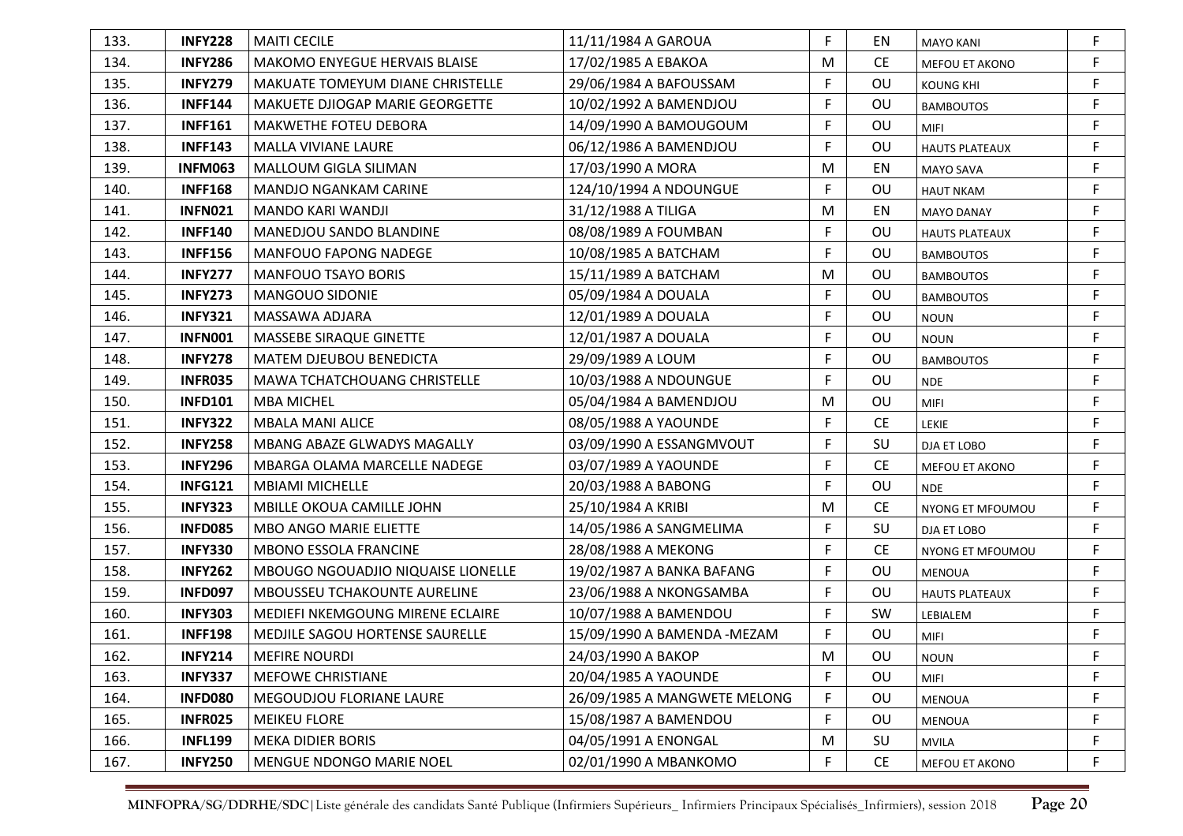| 133. | **INFY228** | MAITI CECILE | 11/11/1984 A GAROUA | F | EN | MAYO KANI | F |
|---|---|---|---|---|---|---|---|
| 134. | **INFY286** | MAKOMO ENYEGUE HERVAIS BLAISE | 17/02/1985 A EBAKOA | M | CE | MEFOU ET AKONO | F |
| 135. | **INFY279** | MAKUATE TOMEYUM DIANE CHRISTELLE | 29/06/1984 A BAFOUSSAM | F | OU | KOUNG KHI | F |
| 136. | **INFF144** | MAKUETE DJIOGAP MARIE GEORGETTE | 10/02/1992 A BAMENDJOU | F | OU | BAMBOUTOS | F |
| 137. | **INFF161** | MAKWETHE FOTEU DEBORA | 14/09/1990 A BAMOUGOUM | F | OU | MIFI | F |
| 138. | **INFF143** | MALLA VIVIANE LAURE | 06/12/1986 A BAMENDJOU | F | OU | HAUTS PLATEAUX | F |
| 139. | **INFM063** | MALLOUM GIGLA SILIMAN | 17/03/1990 A MORA | M | EN | MAYO SAVA | F |
| 140. | **INFF168** | MANDJO NGANKAM CARINE | 124/10/1994 A NDOUNGUE | F | OU | HAUT NKAM | F |
| 141. | **INFN021** | MANDO KARI WANDJI | 31/12/1988 A TILIGA | M | EN | MAYO DANAY | F |
| 142. | **INFF140** | MANEDJOU SANDO BLANDINE | 08/08/1989 A FOUMBAN | F | OU | HAUTS PLATEAUX | F |
| 143. | **INFF156** | MANFOUO FAPONG NADEGE | 10/08/1985 A BATCHAM | F | OU | BAMBOUTOS | F |
| 144. | **INFY277** | MANFOUO TSAYO BORIS | 15/11/1989 A BATCHAM | M | OU | BAMBOUTOS | F |
| 145. | **INFY273** | MANGOUO SIDONIE | 05/09/1984 A DOUALA | F | OU | BAMBOUTOS | F |
| 146. | **INFY321** | MASSAWA ADJARA | 12/01/1989 A DOUALA | F | OU | NOUN | F |
| 147. | **INFN001** | MASSEBE SIRAQUE GINETTE | 12/01/1987 A DOUALA | F | OU | NOUN | F |
| 148. | **INFY278** | MATEM DJEUBOU BENEDICTA | 29/09/1989 A LOUM | F | OU | BAMBOUTOS | F |
| 149. | **INFR035** | MAWA TCHATCHOUANG CHRISTELLE | 10/03/1988 A NDOUNGUE | F | OU | NDE | F |
| 150. | **INFD101** | MBA MICHEL | 05/04/1984 A BAMENDJOU | M | OU | MIFI | F |
| 151. | **INFY322** | MBALA MANI ALICE | 08/05/1988 A YAOUNDE | F | CE | LEKIE | F |
| 152. | **INFY258** | MBANG ABAZE GLWADYS MAGALLY | 03/09/1990 A ESSANGMVOUT | F | SU | DJA ET LOBO | F |
| 153. | **INFY296** | MBARGA OLAMA MARCELLE NADEGE | 03/07/1989 A YAOUNDE | F | CE | MEFOU ET AKONO | F |
| 154. | **INFG121** | MBIAMI MICHELLE | 20/03/1988 A BABONG | F | OU | NDE | F |
| 155. | **INFY323** | MBILLE OKOUA CAMILLE JOHN | 25/10/1984 A KRIBI | M | CE | NYONG ET MFOUMOU | F |
| 156. | **INFD085** | MBO ANGO MARIE ELIETTE | 14/05/1986 A SANGMELIMA | F | SU | DJA ET LOBO | F |
| 157. | **INFY330** | MBONO ESSOLA FRANCINE | 28/08/1988 A MEKONG | F | CE | NYONG ET MFOUMOU | F |
| 158. | **INFY262** | MBOUGO NGOUADJIO NIQUAISE LIONELLE | 19/02/1987 A BANKA BAFANG | F | OU | MENOUA | F |
| 159. | **INFD097** | MBOUSSEU TCHAKOUNTE AURELINE | 23/06/1988 A NKONGSAMBA | F | OU | HAUTS PLATEAUX | F |
| 160. | **INFY303** | MEDIEFI NKEMGOUNG MIRENE ECLAIRE | 10/07/1988 A BAMENDOU | F | SW | LEBIALEM | F |
| 161. | **INFF198** | MEDJILE SAGOU HORTENSE SAURELLE | 15/09/1990 A BAMENDA -MEZAM | F | OU | MIFI | F |
| 162. | **INFY214** | MEFIRE NOURDI | 24/03/1990 A BAKOP | M | OU | NOUN | F |
| 163. | **INFY337** | MEFOWE CHRISTIANE | 20/04/1985 A YAOUNDE | F | OU | MIFI | F |
| 164. | **INFD080** | MEGOUDJOU FLORIANE LAURE | 26/09/1985 A MANGWETE MELONG | F | OU | MENOUA | F |
| 165. | **INFR025** | MEIKEU FLORE | 15/08/1987 A BAMENDOU | F | OU | MENOUA | F |
| 166. | **INFL199** | MEKA DIDIER BORIS | 04/05/1991 A ENONGAL | M | SU | MVILA | F |
| 167. | **INFY250** | MENGUE NDONGO MARIE NOEL | 02/01/1990 A MBANKOMO | F | CE | MEFOU ET AKONO | F |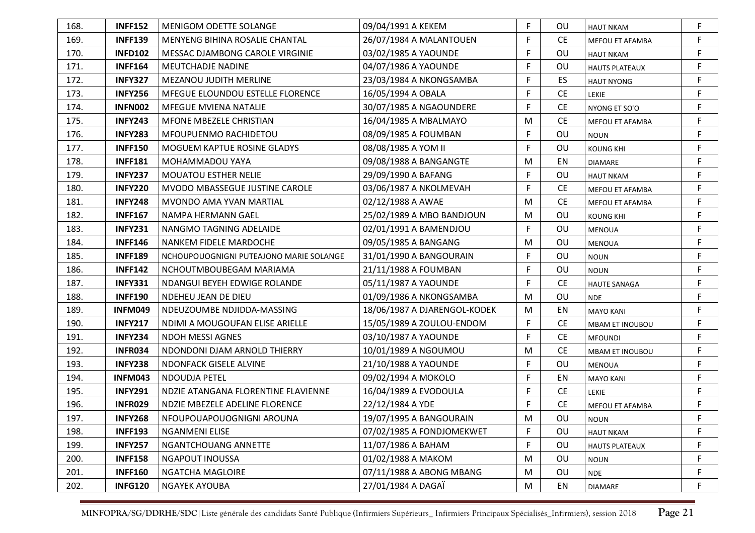| 168. | **INFF152** | MENIGOM ODETTE SOLANGE | 09/04/1991 A KEKEM | F | OU | HAUT NKAM | F |
|---|---|---|---|---|---|---|---|
| 169. | **INFF139** | MENYENG BIHINA ROSALIE CHANTAL | 26/07/1984 A MALANTOUEN | F | CE | MEFOU ET AFAMBA | F |
| 170. | **INFD102** | MESSAC DJAMBONG CAROLE VIRGINIE | 03/02/1985 A YAOUNDE | F | OU | HAUT NKAM | F |
| 171. | **INFF164** | MEUTCHADJE NADINE | 04/07/1986 A YAOUNDE | F | OU | HAUTS PLATEAUX | F |
| 172. | **INFY327** | MEZANOU JUDITH MERLINE | 23/03/1984 A NKONGSAMBA | F | ES | HAUT NYONG | F |
| 173. | **INFY256** | MFEGUE ELOUNDOU ESTELLE FLORENCE | 16/05/1994 A OBALA | F | CE | LEKIE | F |
| 174. | **INFN002** | MFEGUE MVIENA NATALIE | 30/07/1985 A NGAOUNDERE | F | CE | NYONG ET SO'O | F |
| 175. | **INFY243** | MFONE MBEZELE CHRISTIAN | 16/04/1985 A MBALMAYO | M | CE | MEFOU ET AFAMBA | F |
| 176. | **INFY283** | MFOUPUENMO RACHIDETOU | 08/09/1985 A FOUMBAN | F | OU | NOUN | F |
| 177. | **INFF150** | MOGUEM KAPTUE ROSINE GLADYS | 08/08/1985 A YOM II | F | OU | KOUNG KHI | F |
| 178. | **INFF181** | MOHAMMADOU YAYA | 09/08/1988 A BANGANGTE | M | EN | DIAMARE | F |
| 179. | **INFY237** | MOUATOU ESTHER NELIE | 29/09/1990 A BAFANG | F | OU | HAUT NKAM | F |
| 180. | **INFY220** | MVODO MBASSEGUE JUSTINE CAROLE | 03/06/1987 A NKOLMEVAH | F | CE | MEFOU ET AFAMBA | F |
| 181. | **INFY248** | MVONDO AMA YVAN MARTIAL | 02/12/1988 A AWAE | M | CE | MEFOU ET AFAMBA | F |
| 182. | **INFF167** | NAMPA HERMANN GAEL | 25/02/1989 A MBO BANDJOUN | M | OU | KOUNG KHI | F |
| 183. | **INFY231** | NANGMO TAGNING ADELAIDE | 02/01/1991 A BAMENDJOU | F | OU | MENOUA | F |
| 184. | **INFF146** | NANKEM FIDELE MARDOCHE | 09/05/1985 A BANGANG | M | OU | MENOUA | F |
| 185. | **INFF189** | NCHOUPOUOGNIGNI PUTEAJONO MARIE SOLANGE | 31/01/1990 A BANGOURAIN | F | OU | NOUN | F |
| 186. | **INFF142** | NCHOUTMBOUBEGAM MARIAMA | 21/11/1988 A FOUMBAN | F | OU | NOUN | F |
| 187. | **INFY331** | NDANGUI BEYEH EDWIGE ROLANDE | 05/11/1987 A YAOUNDE | F | CE | HAUTE SANAGA | F |
| 188. | **INFF190** | NDEHEU JEAN DE DIEU | 01/09/1986 A NKONGSAMBA | M | OU | NDE | F |
| 189. | **INFM049** | NDEUZOUMBE NDJIDDA-MASSING | 18/06/1987 A DJARENGOL-KODEK | M | EN | MAYO KANI | F |
| 190. | **INFY217** | NDIMI A MOUGOUFAN ELISE ARIELLE | 15/05/1989 A ZOULOU-ENDOM | F | CE | MBAM ET INOUBOU | F |
| 191. | **INFY234** | NDOH MESSI AGNES | 03/10/1987 A YAOUNDE | F | CE | MFOUNDI | F |
| 192. | **INFR034** | NDONDONI DJAM ARNOLD THIERRY | 10/01/1989 A NGOUMOU | M | CE | MBAM ET INOUBOU | F |
| 193. | **INFY238** | NDONFACK GISELE ALVINE | 21/10/1988 A YAOUNDE | F | OU | MENOUA | F |
| 194. | **INFM043** | NDOUDJA PETEL | 09/02/1994 A MOKOLO | F | EN | MAYO KANI | F |
| 195. | **INFY291** | NDZIE ATANGANA FLORENTINE FLAVIENNE | 16/04/1989 A EVODOULA | F | CE | LEKIE | F |
| 196. | **INFR029** | NDZIE MBEZELE ADELINE FLORENCE | 22/12/1984 A YDE | F | CE | MEFOU ET AFAMBA | F |
| 197. | **INFY268** | NFOUPOUAPOUOGNIGNI AROUNA | 19/07/1995 A BANGOURAIN | M | OU | NOUN | F |
| 198. | **INFF193** | NGANMENI ELISE | 07/02/1985 A FONDJOMEKWET | F | OU | HAUT NKAM | F |
| 199. | **INFY257** | NGANTCHOUANG ANNETTE | 11/07/1986 A BAHAM | F | OU | HAUTS PLATEAUX | F |
| 200. | **INFF158** | NGAPOUT INOUSSA | 01/02/1988 A MAKOM | M | OU | NOUN | F |
| 201. | **INFF160** | NGATCHA MAGLOIRE | 07/11/1988 A ABONG MBANG | M | OU | NDE | F |
| 202. | **INFG120** | NGAYEK AYOUBA | 27/01/1984 A DAGAÏ | M | EN | DIAMARE | F |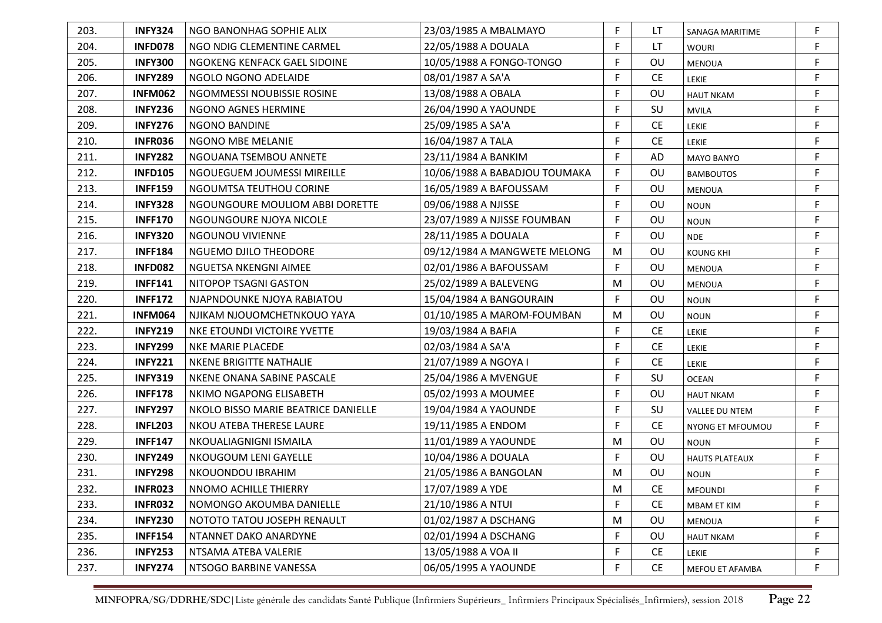| 203. | **INFY324** | NGO BANONHAG SOPHIE ALIX | 23/03/1985 A MBALMAYO | F | LT | SANAGA MARITIME | F |
|---|---|---|---|---|---|---|---|
| 204. | **INFD078** | NGO NDIG CLEMENTINE CARMEL | 22/05/1988 A DOUALA | F | LT | WOURI | F |
| 205. | **INFY300** | NGOKENG KENFACK GAEL SIDOINE | 10/05/1988 A FONGO-TONGO | F | OU | MENOUA | F |
| 206. | **INFY289** | NGOLO NGONO ADELAIDE | 08/01/1987 A SA'A | F | CE | LEKIE | F |
| 207. | **INFM062** | NGOMMESSI NOUBISSIE ROSINE | 13/08/1988 A OBALA | F | OU | HAUT NKAM | F |
| 208. | **INFY236** | NGONO AGNES HERMINE | 26/04/1990 A YAOUNDE | F | SU | MVILA | F |
| 209. | **INFY276** | NGONO BANDINE | 25/09/1985 A SA'A | F | CE | LEKIE | F |
| 210. | **INFR036** | NGONO MBE MELANIE | 16/04/1987 A TALA | F | CE | LEKIE | F |
| 211. | **INFY282** | NGOUANA TSEMBOU ANNETE | 23/11/1984 A BANKIM | F | AD | MAYO BANYO | F |
| 212. | **INFD105** | NGOUEGUEM JOUMESSI MIREILLE | 10/06/1988 A BABADJOU TOUMAKA | F | OU | BAMBOUTOS | F |
| 213. | **INFF159** | NGOUMTSA TEUTHOU CORINE | 16/05/1989 A BAFOUSSAM | F | OU | MENOUA | F |
| 214. | **INFY328** | NGOUNGOURE MOULIOM ABBI DORETTE | 09/06/1988 A NJISSE | F | OU | NOUN | F |
| 215. | **INFF170** | NGOUNGOURE NJOYA NICOLE | 23/07/1989 A NJISSE FOUMBAN | F | OU | NOUN | F |
| 216. | **INFY320** | NGOUNOU VIVIENNE | 28/11/1985 A DOUALA | F | OU | NDE | F |
| 217. | **INFF184** | NGUEMO DJILO THEODORE | 09/12/1984 A MANGWETE MELONG | M | OU | KOUNG KHI | F |
| 218. | **INFD082** | NGUETSA NKENGNI AIMEE | 02/01/1986 A BAFOUSSAM | F | OU | MENOUA | F |
| 219. | **INFF141** | NITOPOP TSAGNI GASTON | 25/02/1989 A BALEVENG | M | OU | MENOUA | F |
| 220. | **INFF172** | NJAPNDOUNKE NJOYA RABIATOU | 15/04/1984 A BANGOURAIN | F | OU | NOUN | F |
| 221. | **INFM064** | NJIKAM NJOUOMCHETNKOUO YAYA | 01/10/1985 A MAROM-FOUMBAN | M | OU | NOUN | F |
| 222. | **INFY219** | NKE ETOUNDI VICTOIRE YVETTE | 19/03/1984 A BAFIA | F | CE | LEKIE | F |
| 223. | **INFY299** | NKE MARIE PLACEDE | 02/03/1984 A SA'A | F | CE | LEKIE | F |
| 224. | **INFY221** | NKENE BRIGITTE NATHALIE | 21/07/1989 A NGOYA I | F | CE | LEKIE | F |
| 225. | **INFY319** | NKENE ONANA SABINE PASCALE | 25/04/1986 A MVENGUE | F | SU | OCEAN | F |
| 226. | **INFF178** | NKIMO NGAPONG ELISABETH | 05/02/1993 A MOUMEE | F | OU | HAUT NKAM | F |
| 227. | **INFY297** | NKOLO BISSO MARIE BEATRICE DANIELLE | 19/04/1984 A YAOUNDE | F | SU | VALLEE DU NTEM | F |
| 228. | **INFL203** | NKOU ATEBA THERESE LAURE | 19/11/1985 A ENDOM | F | CE | NYONG ET MFOUMOU | F |
| 229. | **INFF147** | NKOUALIAGNIGNI ISMAILA | 11/01/1989 A YAOUNDE | M | OU | NOUN | F |
| 230. | **INFY249** | NKOUGOUM LENI GAYELLE | 10/04/1986 A DOUALA | F | OU | HAUTS PLATEAUX | F |
| 231. | **INFY298** | NKOUONDOU IBRAHIM | 21/05/1986 A BANGOLAN | M | OU | NOUN | F |
| 232. | **INFR023** | NNOMO ACHILLE THIERRY | 17/07/1989 A YDE | M | CE | MFOUNDI | F |
| 233. | **INFR032** | NOMONGO AKOUMBA DANIELLE | 21/10/1986 A NTUI | F | CE | MBAM ET KIM | F |
| 234. | **INFY230** | NOTOTO TATOU JOSEPH RENAULT | 01/02/1987 A DSCHANG | M | OU | MENOUA | F |
| 235. | **INFF154** | NTANNET DAKO ANARDYNE | 02/01/1994 A DSCHANG | F | OU | HAUT NKAM | F |
| 236. | **INFY253** | NTSAMA ATEBA VALERIE | 13/05/1988 A VOA II | F | CE | LEKIE | F |
| 237. | **INFY274** | NTSOGO BARBINE VANESSA | 06/05/1995 A YAOUNDE | F | CE | MEFOU ET AFAMBA | F |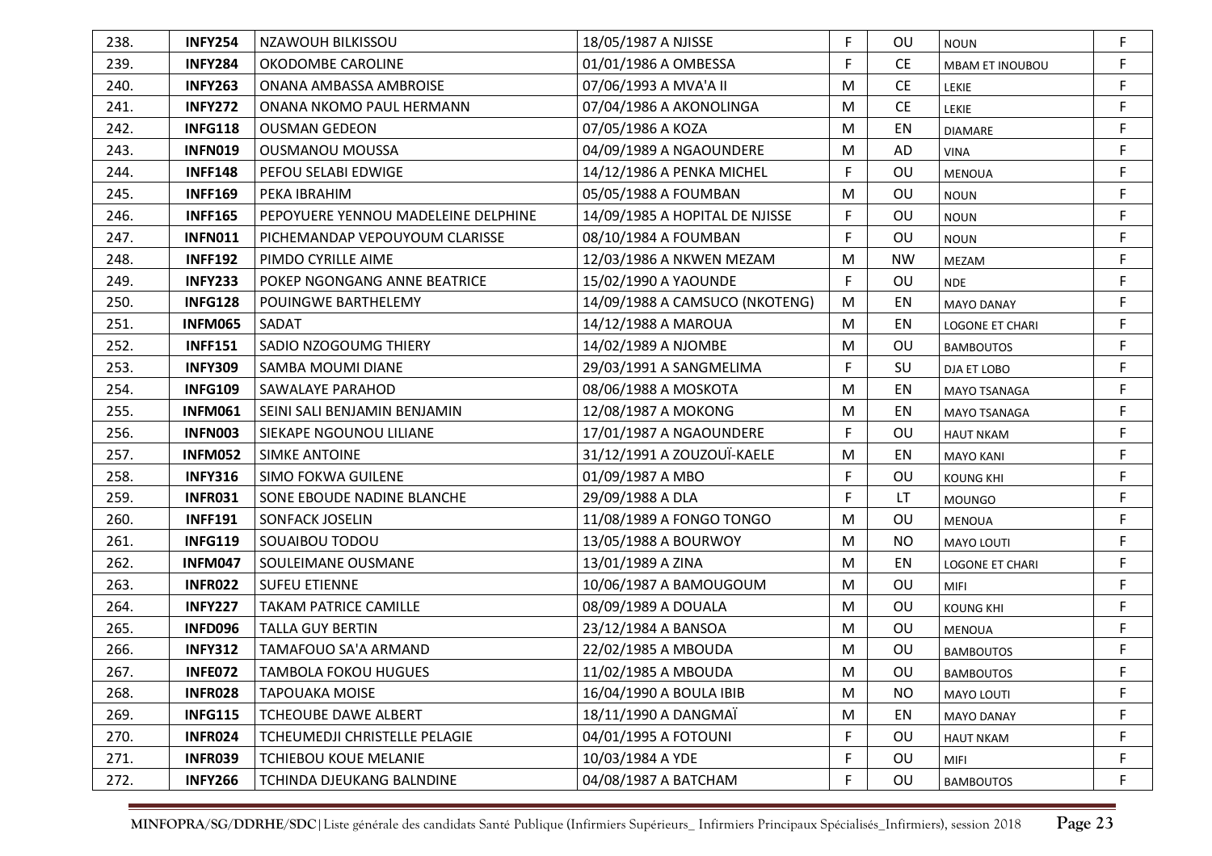| 238. | **INFY254** | NZAWOUH BILKISSOU | 18/05/1987 A NJISSE | F | OU | NOUN | F |
|---|---|---|---|---|---|---|---|
| 239. | **INFY284** | OKODOMBE CAROLINE | 01/01/1986 A OMBESSA | F | CE | MBAM ET INOUBOU | F |
| 240. | **INFY263** | ONANA AMBASSA AMBROISE | 07/06/1993 A MVA'A II | M | CE | LEKIE | F |
| 241. | **INFY272** | ONANA NKOMO PAUL HERMANN | 07/04/1986 A AKONOLINGA | M | CE | LEKIE | F |
| 242. | **INFG118** | OUSMAN GEDEON | 07/05/1986 A KOZA | M | EN | DIAMARE | F |
| 243. | **INFN019** | OUSMANOU MOUSSA | 04/09/1989 A NGAOUNDERE | M | AD | VINA | F |
| 244. | **INFF148** | PEFOU SELABI EDWIGE | 14/12/1986 A PENKA MICHEL | F | OU | MENOUA | F |
| 245. | **INFF169** | PEKA IBRAHIM | 05/05/1988 A FOUMBAN | M | OU | NOUN | F |
| 246. | **INFF165** | PEPOYUERE YENNOU MADELEINE DELPHINE | 14/09/1985 A HOPITAL DE NJISSE | F | OU | NOUN | F |
| 247. | **INFN011** | PICHEMANDAP VEPOUYOUM CLARISSE | 08/10/1984 A FOUMBAN | F | OU | NOUN | F |
| 248. | **INFF192** | PIMDO CYRILLE AIME | 12/03/1986 A NKWEN MEZAM | M | NW | MEZAM | F |
| 249. | **INFY233** | POKEP NGONGANG ANNE BEATRICE | 15/02/1990 A YAOUNDE | F | OU | NDE | F |
| 250. | **INFG128** | POUINGWE BARTHELEMY | 14/09/1988 A CAMSUCO (NKOTENG) | M | EN | MAYO DANAY | F |
| 251. | **INFM065** | SADAT | 14/12/1988 A MAROUA | M | EN | LOGONE ET CHARI | F |
| 252. | **INFF151** | SADIO NZOGOUMG THIERY | 14/02/1989 A NJOMBE | M | OU | BAMBOUTOS | F |
| 253. | **INFY309** | SAMBA MOUMI DIANE | 29/03/1991 A SANGMELIMA | F | SU | DJA ET LOBO | F |
| 254. | **INFG109** | SAWALAYE PARAHOD | 08/06/1988 A MOSKOTA | M | EN | MAYO TSANAGA | F |
| 255. | **INFM061** | SEINI SALI BENJAMIN BENJAMIN | 12/08/1987 A MOKONG | M | EN | MAYO TSANAGA | F |
| 256. | **INFN003** | SIEKAPE NGOUNOU LILIANE | 17/01/1987 A NGAOUNDERE | F | OU | HAUT NKAM | F |
| 257. | **INFM052** | SIMKE ANTOINE | 31/12/1991 A ZOUZOUÏ-KAELE | M | EN | MAYO KANI | F |
| 258. | **INFY316** | SIMO FOKWA GUILENE | 01/09/1987 A MBO | F | OU | KOUNG KHI | F |
| 259. | **INFR031** | SONE EBOUDE NADINE BLANCHE | 29/09/1988 A DLA | F | LT | MOUNGO | F |
| 260. | **INFF191** | SONFACK JOSELIN | 11/08/1989 A FONGO TONGO | M | OU | MENOUA | F |
| 261. | **INFG119** | SOUAIBOU TODOU | 13/05/1988 A BOURWOY | M | NO | MAYO LOUTI | F |
| 262. | **INFM047** | SOULEIMANE OUSMANE | 13/01/1989 A ZINA | M | EN | LOGONE ET CHARI | F |
| 263. | **INFR022** | SUFEU ETIENNE | 10/06/1987 A BAMOUGOUM | M | OU | MIFI | F |
| 264. | **INFY227** | TAKAM PATRICE CAMILLE | 08/09/1989 A DOUALA | M | OU | KOUNG KHI | F |
| 265. | **INFD096** | TALLA GUY BERTIN | 23/12/1984 A BANSOA | M | OU | MENOUA | F |
| 266. | **INFY312** | TAMAFOUO SA'A ARMAND | 22/02/1985 A MBOUDA | M | OU | BAMBOUTOS | F |
| 267. | **INFE072** | TAMBOLA FOKOU HUGUES | 11/02/1985 A MBOUDA | M | OU | BAMBOUTOS | F |
| 268. | **INFR028** | TAPOUAKA MOISE | 16/04/1990 A BOULA IBIB | M | NO | MAYO LOUTI | F |
| 269. | **INFG115** | TCHEOUBE DAWE ALBERT | 18/11/1990 A DANGMAÏ | M | EN | MAYO DANAY | F |
| 270. | **INFR024** | TCHEUMEDJI CHRISTELLE PELAGIE | 04/01/1995 A FOTOUNI | F | OU | HAUT NKAM | F |
| 271. | **INFR039** | TCHIEBOU KOUE MELANIE | 10/03/1984 A YDE | F | OU | MIFI | F |
| 272. | **INFY266** | TCHINDA DJEUKANG BALNDINE | 04/08/1987 A BATCHAM | F | OU | BAMBOUTOS | F |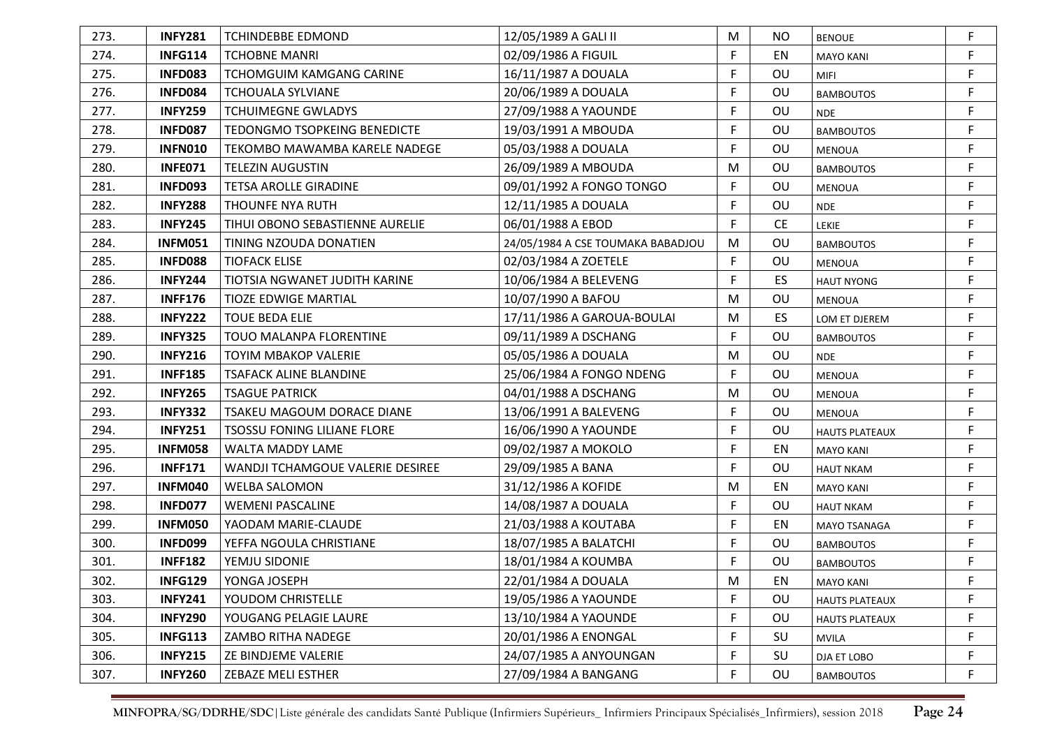| | | | | | | | |
|---|---|---|---|---|---|---|---|
| 273. | **INFY281** | TCHINDEBBE EDMOND | 12/05/1989 A GALI II | M | NO | BENOUE | F |
| 274. | **INFG114** | TCHOBNE MANRI | 02/09/1986 A FIGUIL | F | EN | MAYO KANI | F |
| 275. | **INFD083** | TCHOMGUIM KAMGANG CARINE | 16/11/1987 A DOUALA | F | OU | MIFI | F |
| 276. | **INFD084** | TCHOUALA SYLVIANE | 20/06/1989 A DOUALA | F | OU | BAMBOUTOS | F |
| 277. | **INFY259** | TCHUIMEGNE GWLADYS | 27/09/1988 A YAOUNDE | F | OU | NDE | F |
| 278. | **INFD087** | TEDONGMO TSOPKEING BENEDICTE | 19/03/1991 A MBOUDA | F | OU | BAMBOUTOS | F |
| 279. | **INFN010** | TEKOMBO MAWAMBA KARELE NADEGE | 05/03/1988 A DOUALA | F | OU | MENOUA | F |
| 280. | **INFE071** | TELEZIN AUGUSTIN | 26/09/1989 A MBOUDA | M | OU | BAMBOUTOS | F |
| 281. | **INFD093** | TETSA AROLLE GIRADINE | 09/01/1992 A FONGO TONGO | F | OU | MENOUA | F |
| 282. | **INFY288** | THOUNFE NYA RUTH | 12/11/1985 A DOUALA | F | OU | NDE | F |
| 283. | **INFY245** | TIHUI OBONO SEBASTIENNE AURELIE | 06/01/1988 A EBOD | F | CE | LEKIE | F |
| 284. | **INFM051** | TINING NZOUDA DONATIEN | 24/05/1984 A CSE TOUMAKA BABADJOU | M | OU | BAMBOUTOS | F |
| 285. | **INFD088** | TIOFACK ELISE | 02/03/1984 A ZOETELE | F | OU | MENOUA | F |
| 286. | **INFY244** | TIOTSIA NGWANET JUDITH KARINE | 10/06/1984 A BELEVENG | F | ES | HAUT NYONG | F |
| 287. | **INFF176** | TIOZE EDWIGE MARTIAL | 10/07/1990 A BAFOU | M | OU | MENOUA | F |
| 288. | **INFY222** | TOUE BEDA ELIE | 17/11/1986 A GAROUA-BOULAI | M | ES | LOM ET DJEREM | F |
| 289. | **INFY325** | TOUO MALANPA FLORENTINE | 09/11/1989 A DSCHANG | F | OU | BAMBOUTOS | F |
| 290. | **INFY216** | TOYIM MBAKOP VALERIE | 05/05/1986 A DOUALA | M | OU | NDE | F |
| 291. | **INFF185** | TSAFACK ALINE BLANDINE | 25/06/1984 A FONGO NDENG | F | OU | MENOUA | F |
| 292. | **INFY265** | TSAGUE PATRICK | 04/01/1988 A DSCHANG | M | OU | MENOUA | F |
| 293. | **INFY332** | TSAKEU MAGOUM DORACE DIANE | 13/06/1991 A BALEVENG | F | OU | MENOUA | F |
| 294. | **INFY251** | TSOSSU FONING LILIANE FLORE | 16/06/1990 A YAOUNDE | F | OU | HAUTS PLATEAUX | F |
| 295. | **INFM058** | WALTA MADDY LAME | 09/02/1987 A MOKOLO | F | EN | MAYO KANI | F |
| 296. | **INFF171** | WANDJI TCHAMGOUE VALERIE DESIREE | 29/09/1985 A BANA | F | OU | HAUT NKAM | F |
| 297. | **INFM040** | WELBA SALOMON | 31/12/1986 A KOFIDE | M | EN | MAYO KANI | F |
| 298. | **INFD077** | WEMENI PASCALINE | 14/08/1987 A DOUALA | F | OU | HAUT NKAM | F |
| 299. | **INFM050** | YAODAM MARIE-CLAUDE | 21/03/1988 A KOUTABA | F | EN | MAYO TSANAGA | F |
| 300. | **INFD099** | YEFFA NGOULA CHRISTIANE | 18/07/1985 A BALATCHI | F | OU | BAMBOUTOS | F |
| 301. | **INFF182** | YEMJU SIDONIE | 18/01/1984 A KOUMBA | F | OU | BAMBOUTOS | F |
| 302. | **INFG129** | YONGA JOSEPH | 22/01/1984 A DOUALA | M | EN | MAYO KANI | F |
| 303. | **INFY241** | YOUDOM CHRISTELLE | 19/05/1986 A YAOUNDE | F | OU | HAUTS PLATEAUX | F |
| 304. | **INFY290** | YOUGANG PELAGIE LAURE | 13/10/1984 A YAOUNDE | F | OU | HAUTS PLATEAUX | F |
| 305. | **INFG113** | ZAMBO RITHA NADEGE | 20/01/1986 A ENONGAL | F | SU | MVILA | F |
| 306. | **INFY215** | ZE BINDJEME VALERIE | 24/07/1985 A ANYOUNGAN | F | SU | DJA ET LOBO | F |
| 307. | **INFY260** | ZEBAZE MELI ESTHER | 27/09/1984 A BANGANG | F | OU | BAMBOUTOS | F |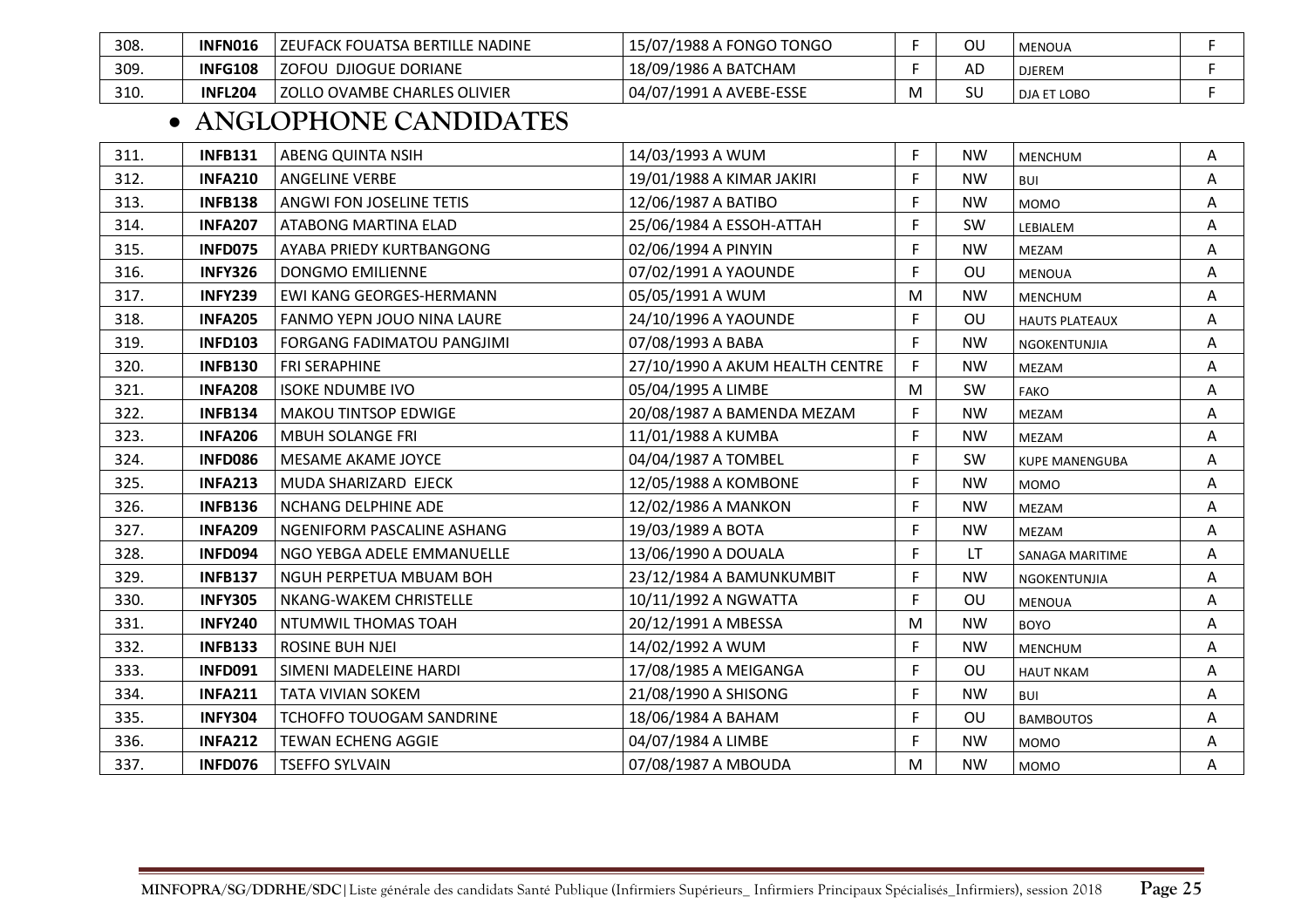| | | | | | | | |
|---|---|---|---|---|---|---|---|
| 308. | **INFN016** | ZEUFACK FOUATSA BERTILLE NADINE | 15/07/1988 A FONGO TONGO | F | OU | MENOUA | F |
| 309. | **INFG108** | ZOFOU DJIOGUE DORIANE | 18/09/1986 A BATCHAM | F | AD | DJEREM | F |
| 310. | **INFL204** | ZOLLO OVAMBE CHARLES OLIVIER | 04/07/1991 A AVEBE-ESSE | M | SU | DJA ET LOBO | F |

- **ANGLOPHONE CANDIDATES**

| | | | | | | | |
|---|---|---|---|---|---|---|---|
| 311. | **INFB131** | ABENG QUINTA NSIH | 14/03/1993 A WUM | F | NW | MENCHUM | A |
| 312. | **INFA210** | ANGELINE VERBE | 19/01/1988 A KIMAR JAKIRI | F | NW | BUI | A |
| 313. | **INFB138** | ANGWI FON JOSELINE TETIS | 12/06/1987 A BATIBO | F | NW | MOMO | A |
| 314. | **INFA207** | ATABONG MARTINA ELAD | 25/06/1984 A ESSOH-ATTAH | F | SW | LEBIALEM | A |
| 315. | **INFD075** | AYABA PRIEDY KURTBANGONG | 02/06/1994 A PINYIN | F | NW | MEZAM | A |
| 316. | **INFY326** | DONGMO EMILIENNE | 07/02/1991 A YAOUNDE | F | OU | MENOUA | A |
| 317. | **INFY239** | EWI KANG GEORGES-HERMANN | 05/05/1991 A WUM | M | NW | MENCHUM | A |
| 318. | **INFA205** | FANMO YEPN JOUO NINA LAURE | 24/10/1996 A YAOUNDE | F | OU | HAUTS PLATEAUX | A |
| 319. | **INFD103** | FORGANG FADIMATOU PANGJIMI | 07/08/1993 A BABA | F | NW | NGOKENTUNJIA | A |
| 320. | **INFB130** | FRI SERAPHINE | 27/10/1990 A AKUM HEALTH CENTRE | F | NW | MEZAM | A |
| 321. | **INFA208** | ISOKE NDUMBE IVO | 05/04/1995 A LIMBE | M | SW | FAKO | A |
| 322. | **INFB134** | MAKOU TINTSOP EDWIGE | 20/08/1987 A BAMENDA MEZAM | F | NW | MEZAM | A |
| 323. | **INFA206** | MBUH SOLANGE FRI | 11/01/1988 A KUMBA | F | NW | MEZAM | A |
| 324. | **INFD086** | MESAME AKAME JOYCE | 04/04/1987 A TOMBEL | F | SW | KUPE MANENGUBA | A |
| 325. | **INFA213** | MUDA SHARIZARD EJECK | 12/05/1988 A KOMBONE | F | NW | MOMO | A |
| 326. | **INFB136** | NCHANG DELPHINE ADE | 12/02/1986 A MANKON | F | NW | MEZAM | A |
| 327. | **INFA209** | NGENIFORM PASCALINE ASHANG | 19/03/1989 A BOTA | F | NW | MEZAM | A |
| 328. | **INFD094** | NGO YEBGA ADELE EMMANUELLE | 13/06/1990 A DOUALA | F | LT | SANAGA MARITIME | A |
| 329. | **INFB137** | NGUH PERPETUA MBUAM BOH | 23/12/1984 A BAMUNKUMBIT | F | NW | NGOKENTUNJIA | A |
| 330. | **INFY305** | NKANG-WAKEM CHRISTELLE | 10/11/1992 A NGWATTA | F | OU | MENOUA | A |
| 331. | **INFY240** | NTUMWIL THOMAS TOAH | 20/12/1991 A MBESSA | M | NW | BOYO | A |
| 332. | **INFB133** | ROSINE BUH NJEI | 14/02/1992 A WUM | F | NW | MENCHUM | A |
| 333. | **INFD091** | SIMENI MADELEINE HARDI | 17/08/1985 A MEIGANGA | F | OU | HAUT NKAM | A |
| 334. | **INFA211** | TATA VIVIAN SOKEM | 21/08/1990 A SHISONG | F | NW | BUI | A |
| 335. | **INFY304** | TCHOFFO TOUOGAM SANDRINE | 18/06/1984 A BAHAM | F | OU | BAMBOUTOS | A |
| 336. | **INFA212** | TEWAN ECHENG AGGIE | 04/07/1984 A LIMBE | F | NW | MOMO | A |
| 337. | **INFD076** | TSEFFO SYLVAIN | 07/08/1987 A MBOUDA | M | NW | MOMO | A |